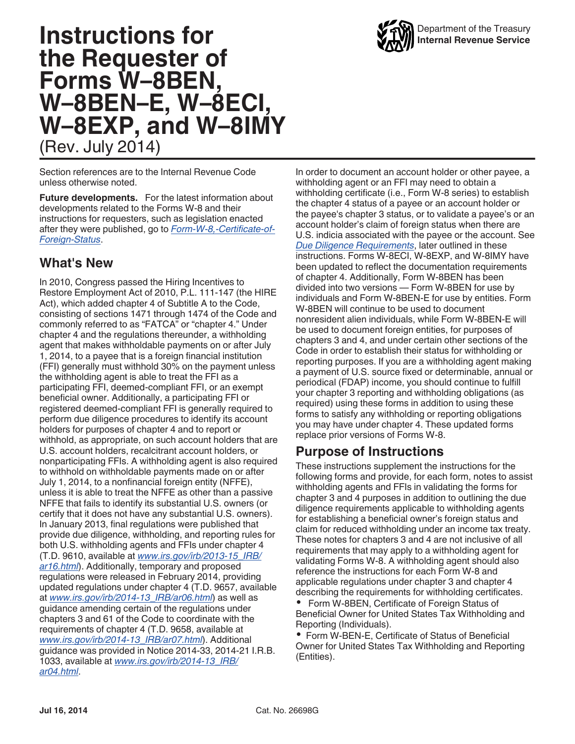# Instructions for the Requester of Forms W–8BEN, W–8BEN–E, W–8ECI, W–8EXP, and W–8IMY

(Rev. July 2014)

Department of the Treasury
**Internal Revenue Service**

Section references are to the Internal Revenue Code unless otherwise noted.

**Future developments.** For the latest information about developments related to the Forms W-8 and their instructions for requesters, such as legislation enacted after they were published, go to *Form-W-8,-Certificate-of-Foreign-Status*.

## What's New

In 2010, Congress passed the Hiring Incentives to Restore Employment Act of 2010, P.L. 111-147 (the HIRE Act), which added chapter 4 of Subtitle A to the Code, consisting of sections 1471 through 1474 of the Code and commonly referred to as "FATCA" or "chapter 4." Under chapter 4 and the regulations thereunder, a withholding agent that makes withholdable payments on or after July 1, 2014, to a payee that is a foreign financial institution (FFI) generally must withhold 30% on the payment unless the withholding agent is able to treat the FFI as a participating FFI, deemed-compliant FFI, or an exempt beneficial owner. Additionally, a participating FFI or registered deemed-compliant FFI is generally required to perform due diligence procedures to identify its account holders for purposes of chapter 4 and to report or withhold, as appropriate, on such account holders that are U.S. account holders, recalcitrant account holders, or nonparticipating FFIs. A withholding agent is also required to withhold on withholdable payments made on or after July 1, 2014, to a nonfinancial foreign entity (NFFE), unless it is able to treat the NFFE as other than a passive NFFE that fails to identify its substantial U.S. owners (or certify that it does not have any substantial U.S. owners). In January 2013, final regulations were published that provide due diligence, withholding, and reporting rules for both U.S. withholding agents and FFIs under chapter 4 (T.D. 9610, available at *www.irs.gov/irb/2013-15_IRB/ar16.html*). Additionally, temporary and proposed regulations were released in February 2014, providing updated regulations under chapter 4 (T.D. 9657, available at *www.irs.gov/irb/2014-13_IRB/ar06.html*) as well as guidance amending certain of the regulations under chapters 3 and 61 of the Code to coordinate with the requirements of chapter 4 (T.D. 9658, available at *www.irs.gov/irb/2014-13_IRB/ar07.html*). Additional guidance was provided in Notice 2014-33, 2014-21 I.R.B. 1033, available at *www.irs.gov/irb/2014-13_IRB/ar04.html*.

In order to document an account holder or other payee, a withholding agent or an FFI may need to obtain a withholding certificate (i.e., Form W-8 series) to establish the chapter 4 status of a payee or an account holder or the payee's chapter 3 status, or to validate a payee's or an account holder's claim of foreign status when there are U.S. indicia associated with the payee or the account. See *Due Diligence Requirements*, later outlined in these instructions. Forms W-8ECI, W-8EXP, and W-8IMY have been updated to reflect the documentation requirements of chapter 4. Additionally, Form W-8BEN has been divided into two versions — Form W-8BEN for use by individuals and Form W-8BEN-E for use by entities. Form W-8BEN will continue to be used to document nonresident alien individuals, while Form W-8BEN-E will be used to document foreign entities, for purposes of chapters 3 and 4, and under certain other sections of the Code in order to establish their status for withholding or reporting purposes. If you are a withholding agent making a payment of U.S. source fixed or determinable, annual or periodical (FDAP) income, you should continue to fulfill your chapter 3 reporting and withholding obligations (as required) using these forms in addition to using these forms to satisfy any withholding or reporting obligations you may have under chapter 4. These updated forms replace prior versions of Forms W-8.

## Purpose of Instructions

These instructions supplement the instructions for the following forms and provide, for each form, notes to assist withholding agents and FFIs in validating the forms for chapter 3 and 4 purposes in addition to outlining the due diligence requirements applicable to withholding agents for establishing a beneficial owner's foreign status and claim for reduced withholding under an income tax treaty. These notes for chapters 3 and 4 are not inclusive of all requirements that may apply to a withholding agent for validating Forms W-8. A withholding agent should also reference the instructions for each Form W-8 and applicable regulations under chapter 3 and chapter 4 describing the requirements for withholding certificates.

- Form W-8BEN, Certificate of Foreign Status of Beneficial Owner for United States Tax Withholding and Reporting (Individuals).
- Form W-BEN-E, Certificate of Status of Beneficial Owner for United States Tax Withholding and Reporting (Entities).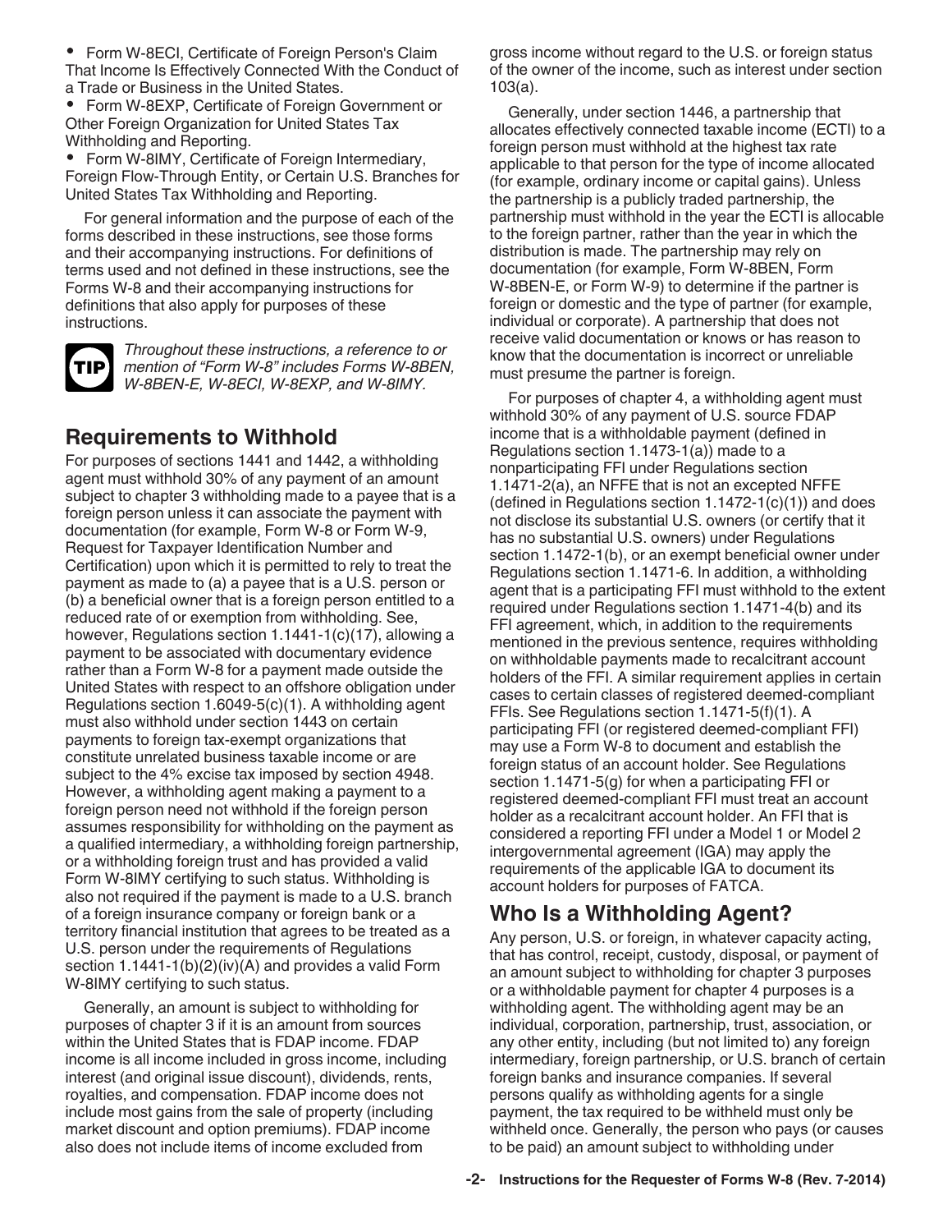- Form W-8ECI, Certificate of Foreign Person's Claim That Income Is Effectively Connected With the Conduct of a Trade or Business in the United States.
- Form W-8EXP, Certificate of Foreign Government or Other Foreign Organization for United States Tax Withholding and Reporting.
- Form W-8IMY, Certificate of Foreign Intermediary, Foreign Flow-Through Entity, or Certain U.S. Branches for United States Tax Withholding and Reporting.

For general information and the purpose of each of the forms described in these instructions, see those forms and their accompanying instructions. For definitions of terms used and not defined in these instructions, see the Forms W-8 and their accompanying instructions for definitions that also apply for purposes of these instructions.

**TIP** *Throughout these instructions, a reference to or mention of "Form W-8" includes Forms W-8BEN, W-8BEN-E, W-8ECI, W-8EXP, and W-8IMY.*

## Requirements to Withhold

For purposes of sections 1441 and 1442, a withholding agent must withhold 30% of any payment of an amount subject to chapter 3 withholding made to a payee that is a foreign person unless it can associate the payment with documentation (for example, Form W-8 or Form W-9, Request for Taxpayer Identification Number and Certification) upon which it is permitted to rely to treat the payment as made to (a) a payee that is a U.S. person or (b) a beneficial owner that is a foreign person entitled to a reduced rate of or exemption from withholding. See, however, Regulations section 1.1441-1(c)(17), allowing a payment to be associated with documentary evidence rather than a Form W-8 for a payment made outside the United States with respect to an offshore obligation under Regulations section 1.6049-5(c)(1). A withholding agent must also withhold under section 1443 on certain payments to foreign tax-exempt organizations that constitute unrelated business taxable income or are subject to the 4% excise tax imposed by section 4948. However, a withholding agent making a payment to a foreign person need not withhold if the foreign person assumes responsibility for withholding on the payment as a qualified intermediary, a withholding foreign partnership, or a withholding foreign trust and has provided a valid Form W-8IMY certifying to such status. Withholding is also not required if the payment is made to a U.S. branch of a foreign insurance company or foreign bank or a territory financial institution that agrees to be treated as a U.S. person under the requirements of Regulations section 1.1441-1(b)(2)(iv)(A) and provides a valid Form W-8IMY certifying to such status.

Generally, an amount is subject to withholding for purposes of chapter 3 if it is an amount from sources within the United States that is FDAP income. FDAP income is all income included in gross income, including interest (and original issue discount), dividends, rents, royalties, and compensation. FDAP income does not include most gains from the sale of property (including market discount and option premiums). FDAP income also does not include items of income excluded from gross income without regard to the U.S. or foreign status of the owner of the income, such as interest under section 103(a).

Generally, under section 1446, a partnership that allocates effectively connected taxable income (ECTI) to a foreign person must withhold at the highest tax rate applicable to that person for the type of income allocated (for example, ordinary income or capital gains). Unless the partnership is a publicly traded partnership, the partnership must withhold in the year the ECTI is allocable to the foreign partner, rather than the year in which the distribution is made. The partnership may rely on documentation (for example, Form W-8BEN, Form W-8BEN-E, or Form W-9) to determine if the partner is foreign or domestic and the type of partner (for example, individual or corporate). A partnership that does not receive valid documentation or knows or has reason to know that the documentation is incorrect or unreliable must presume the partner is foreign.

For purposes of chapter 4, a withholding agent must withhold 30% of any payment of U.S. source FDAP income that is a withholdable payment (defined in Regulations section 1.1473-1(a)) made to a nonparticipating FFI under Regulations section 1.1471-2(a), an NFFE that is not an excepted NFFE (defined in Regulations section 1.1472-1(c)(1)) and does not disclose its substantial U.S. owners (or certify that it has no substantial U.S. owners) under Regulations section 1.1472-1(b), or an exempt beneficial owner under Regulations section 1.1471-6. In addition, a withholding agent that is a participating FFI must withhold to the extent required under Regulations section 1.1471-4(b) and its FFI agreement, which, in addition to the requirements mentioned in the previous sentence, requires withholding on withholdable payments made to recalcitrant account holders of the FFI. A similar requirement applies in certain cases to certain classes of registered deemed-compliant FFIs. See Regulations section 1.1471-5(f)(1). A participating FFI (or registered deemed-compliant FFI) may use a Form W-8 to document and establish the foreign status of an account holder. See Regulations section 1.1471-5(g) for when a participating FFI or registered deemed-compliant FFI must treat an account holder as a recalcitrant account holder. An FFI that is considered a reporting FFI under a Model 1 or Model 2 intergovernmental agreement (IGA) may apply the requirements of the applicable IGA to document its account holders for purposes of FATCA.

## Who Is a Withholding Agent?

Any person, U.S. or foreign, in whatever capacity acting, that has control, receipt, custody, disposal, or payment of an amount subject to withholding for chapter 3 purposes or a withholdable payment for chapter 4 purposes is a withholding agent. The withholding agent may be an individual, corporation, partnership, trust, association, or any other entity, including (but not limited to) any foreign intermediary, foreign partnership, or U.S. branch of certain foreign banks and insurance companies. If several persons qualify as withholding agents for a single payment, the tax required to be withheld must only be withheld once. Generally, the person who pays (or causes to be paid) an amount subject to withholding under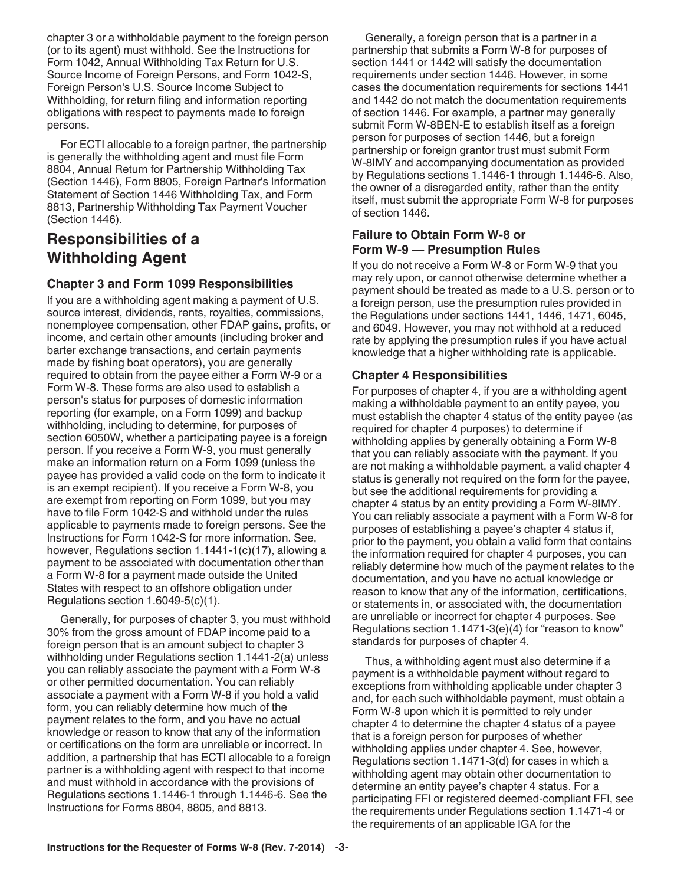chapter 3 or a withholdable payment to the foreign person (or to its agent) must withhold. See the Instructions for Form 1042, Annual Withholding Tax Return for U.S. Source Income of Foreign Persons, and Form 1042-S, Foreign Person's U.S. Source Income Subject to Withholding, for return filing and information reporting obligations with respect to payments made to foreign persons.

For ECTI allocable to a foreign partner, the partnership is generally the withholding agent and must file Form 8804, Annual Return for Partnership Withholding Tax (Section 1446), Form 8805, Foreign Partner's Information Statement of Section 1446 Withholding Tax, and Form 8813, Partnership Withholding Tax Payment Voucher (Section 1446).

## Responsibilities of a Withholding Agent

### Chapter 3 and Form 1099 Responsibilities

If you are a withholding agent making a payment of U.S. source interest, dividends, rents, royalties, commissions, nonemployee compensation, other FDAP gains, profits, or income, and certain other amounts (including broker and barter exchange transactions, and certain payments made by fishing boat operators), you are generally required to obtain from the payee either a Form W-9 or a Form W-8. These forms are also used to establish a person's status for purposes of domestic information reporting (for example, on a Form 1099) and backup withholding, including to determine, for purposes of section 6050W, whether a participating payee is a foreign person. If you receive a Form W-9, you must generally make an information return on a Form 1099 (unless the payee has provided a valid code on the form to indicate it is an exempt recipient). If you receive a Form W-8, you are exempt from reporting on Form 1099, but you may have to file Form 1042-S and withhold under the rules applicable to payments made to foreign persons. See the Instructions for Form 1042-S for more information. See, however, Regulations section 1.1441-1(c)(17), allowing a payment to be associated with documentation other than a Form W-8 for a payment made outside the United States with respect to an offshore obligation under Regulations section 1.6049-5(c)(1).

Generally, for purposes of chapter 3, you must withhold 30% from the gross amount of FDAP income paid to a foreign person that is an amount subject to chapter 3 withholding under Regulations section 1.1441-2(a) unless you can reliably associate the payment with a Form W-8 or other permitted documentation. You can reliably associate a payment with a Form W-8 if you hold a valid form, you can reliably determine how much of the payment relates to the form, and you have no actual knowledge or reason to know that any of the information or certifications on the form are unreliable or incorrect. In addition, a partnership that has ECTI allocable to a foreign partner is a withholding agent with respect to that income and must withhold in accordance with the provisions of Regulations sections 1.1446-1 through 1.1446-6. See the Instructions for Forms 8804, 8805, and 8813.

Generally, a foreign person that is a partner in a partnership that submits a Form W-8 for purposes of section 1441 or 1442 will satisfy the documentation requirements under section 1446. However, in some cases the documentation requirements for sections 1441 and 1442 do not match the documentation requirements of section 1446. For example, a partner may generally submit Form W-8BEN-E to establish itself as a foreign person for purposes of section 1446, but a foreign partnership or foreign grantor trust must submit Form W-8IMY and accompanying documentation as provided by Regulations sections 1.1446-1 through 1.1446-6. Also, the owner of a disregarded entity, rather than the entity itself, must submit the appropriate Form W-8 for purposes of section 1446.

### Failure to Obtain Form W-8 or Form W-9 — Presumption Rules

If you do not receive a Form W-8 or Form W-9 that you may rely upon, or cannot otherwise determine whether a payment should be treated as made to a U.S. person or to a foreign person, use the presumption rules provided in the Regulations under sections 1441, 1446, 1471, 6045, and 6049. However, you may not withhold at a reduced rate by applying the presumption rules if you have actual knowledge that a higher withholding rate is applicable.

### Chapter 4 Responsibilities

For purposes of chapter 4, if you are a withholding agent making a withholdable payment to an entity payee, you must establish the chapter 4 status of the entity payee (as required for chapter 4 purposes) to determine if withholding applies by generally obtaining a Form W-8 that you can reliably associate with the payment. If you are not making a withholdable payment, a valid chapter 4 status is generally not required on the form for the payee, but see the additional requirements for providing a chapter 4 status by an entity providing a Form W-8IMY. You can reliably associate a payment with a Form W-8 for purposes of establishing a payee's chapter 4 status if, prior to the payment, you obtain a valid form that contains the information required for chapter 4 purposes, you can reliably determine how much of the payment relates to the documentation, and you have no actual knowledge or reason to know that any of the information, certifications, or statements in, or associated with, the documentation are unreliable or incorrect for chapter 4 purposes. See Regulations section 1.1471-3(e)(4) for "reason to know" standards for purposes of chapter 4.

Thus, a withholding agent must also determine if a payment is a withholdable payment without regard to exceptions from withholding applicable under chapter 3 and, for each such withholdable payment, must obtain a Form W-8 upon which it is permitted to rely under chapter 4 to determine the chapter 4 status of a payee that is a foreign person for purposes of whether withholding applies under chapter 4. See, however, Regulations section 1.1471-3(d) for cases in which a withholding agent may obtain other documentation to determine an entity payee's chapter 4 status. For a participating FFI or registered deemed-compliant FFI, see the requirements under Regulations section 1.1471-4 or the requirements of an applicable IGA for the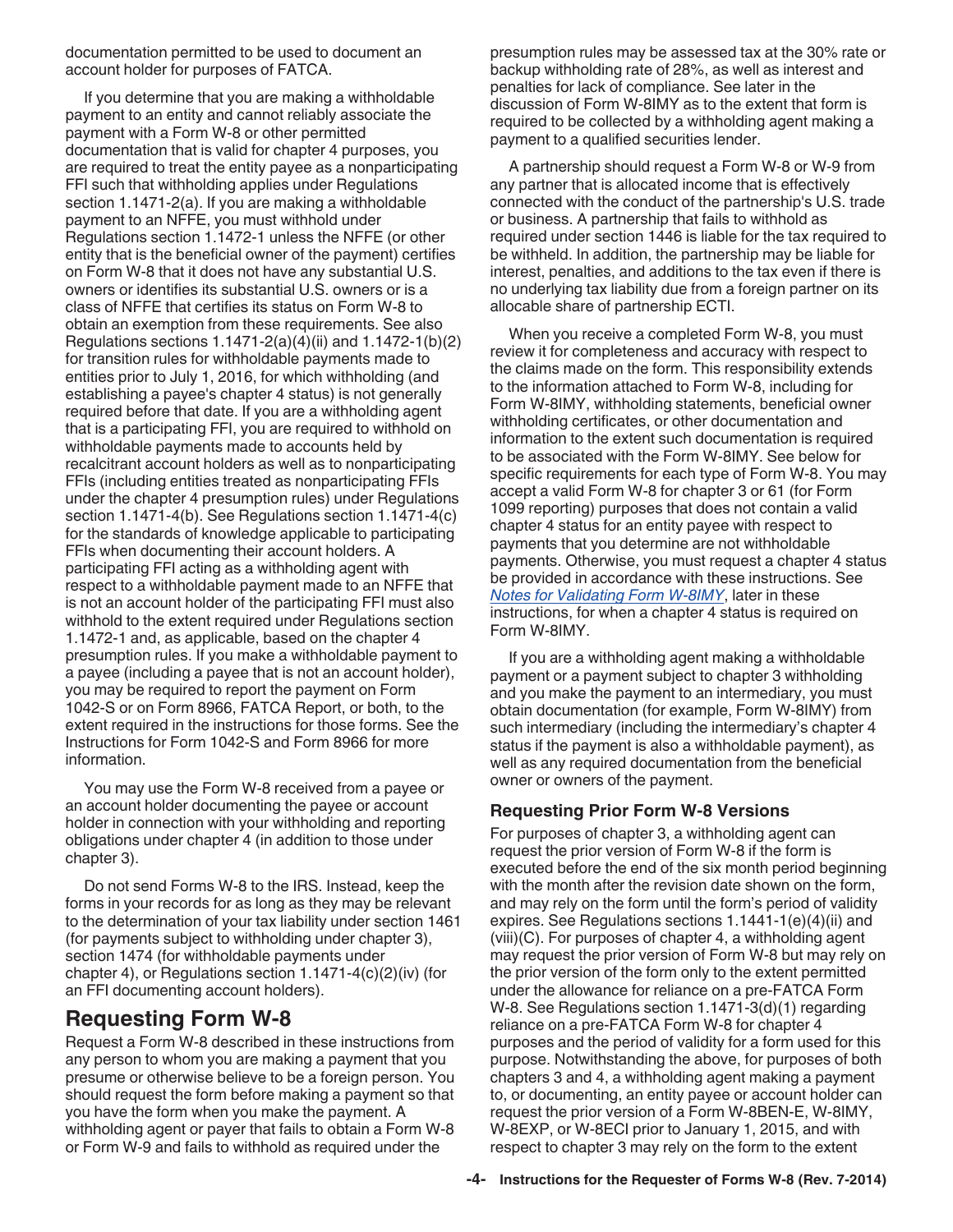documentation permitted to be used to document an account holder for purposes of FATCA.

If you determine that you are making a withholdable payment to an entity and cannot reliably associate the payment with a Form W-8 or other permitted documentation that is valid for chapter 4 purposes, you are required to treat the entity payee as a nonparticipating FFI such that withholding applies under Regulations section 1.1471-2(a). If you are making a withholdable payment to an NFFE, you must withhold under Regulations section 1.1472-1 unless the NFFE (or other entity that is the beneficial owner of the payment) certifies on Form W-8 that it does not have any substantial U.S. owners or identifies its substantial U.S. owners or is a class of NFFE that certifies its status on Form W-8 to obtain an exemption from these requirements. See also Regulations sections 1.1471-2(a)(4)(ii) and 1.1472-1(b)(2) for transition rules for withholdable payments made to entities prior to July 1, 2016, for which withholding (and establishing a payee's chapter 4 status) is not generally required before that date. If you are a withholding agent that is a participating FFI, you are required to withhold on withholdable payments made to accounts held by recalcitrant account holders as well as to nonparticipating FFIs (including entities treated as nonparticipating FFIs under the chapter 4 presumption rules) under Regulations section 1.1471-4(b). See Regulations section 1.1471-4(c) for the standards of knowledge applicable to participating FFIs when documenting their account holders. A participating FFI acting as a withholding agent with respect to a withholdable payment made to an NFFE that is not an account holder of the participating FFI must also withhold to the extent required under Regulations section 1.1472-1 and, as applicable, based on the chapter 4 presumption rules. If you make a withholdable payment to a payee (including a payee that is not an account holder), you may be required to report the payment on Form 1042-S or on Form 8966, FATCA Report, or both, to the extent required in the instructions for those forms. See the Instructions for Form 1042-S and Form 8966 for more information.

You may use the Form W-8 received from a payee or an account holder documenting the payee or account holder in connection with your withholding and reporting obligations under chapter 4 (in addition to those under chapter 3).

Do not send Forms W-8 to the IRS. Instead, keep the forms in your records for as long as they may be relevant to the determination of your tax liability under section 1461 (for payments subject to withholding under chapter 3), section 1474 (for withholdable payments under chapter 4), or Regulations section 1.1471-4(c)(2)(iv) (for an FFI documenting account holders).

## Requesting Form W-8

Request a Form W-8 described in these instructions from any person to whom you are making a payment that you presume or otherwise believe to be a foreign person. You should request the form before making a payment so that you have the form when you make the payment. A withholding agent or payer that fails to obtain a Form W-8 or Form W-9 and fails to withhold as required under the presumption rules may be assessed tax at the 30% rate or backup withholding rate of 28%, as well as interest and penalties for lack of compliance. See later in the discussion of Form W-8IMY as to the extent that form is required to be collected by a withholding agent making a payment to a qualified securities lender.

A partnership should request a Form W-8 or W-9 from any partner that is allocated income that is effectively connected with the conduct of the partnership's U.S. trade or business. A partnership that fails to withhold as required under section 1446 is liable for the tax required to be withheld. In addition, the partnership may be liable for interest, penalties, and additions to the tax even if there is no underlying tax liability due from a foreign partner on its allocable share of partnership ECTI.

When you receive a completed Form W-8, you must review it for completeness and accuracy with respect to the claims made on the form. This responsibility extends to the information attached to Form W-8, including for Form W-8IMY, withholding statements, beneficial owner withholding certificates, or other documentation and information to the extent such documentation is required to be associated with the Form W-8IMY. See below for specific requirements for each type of Form W-8. You may accept a valid Form W-8 for chapter 3 or 61 (for Form 1099 reporting) purposes that does not contain a valid chapter 4 status for an entity payee with respect to payments that you determine are not withholdable payments. Otherwise, you must request a chapter 4 status be provided in accordance with these instructions. See *Notes for Validating Form W-8IMY*, later in these instructions, for when a chapter 4 status is required on Form W-8IMY.

If you are a withholding agent making a withholdable payment or a payment subject to chapter 3 withholding and you make the payment to an intermediary, you must obtain documentation (for example, Form W-8IMY) from such intermediary (including the intermediary's chapter 4 status if the payment is also a withholdable payment), as well as any required documentation from the beneficial owner or owners of the payment.

### Requesting Prior Form W-8 Versions

For purposes of chapter 3, a withholding agent can request the prior version of Form W-8 if the form is executed before the end of the six month period beginning with the month after the revision date shown on the form, and may rely on the form until the form's period of validity expires. See Regulations sections 1.1441-1(e)(4)(ii) and (viii)(C). For purposes of chapter 4, a withholding agent may request the prior version of Form W-8 but may rely on the prior version of the form only to the extent permitted under the allowance for reliance on a pre-FATCA Form W-8. See Regulations section 1.1471-3(d)(1) regarding reliance on a pre-FATCA Form W-8 for chapter 4 purposes and the period of validity for a form used for this purpose. Notwithstanding the above, for purposes of both chapters 3 and 4, a withholding agent making a payment to, or documenting, an entity payee or account holder can request the prior version of Form W-8BEN-E, W-8IMY, W-8EXP, or W-8ECI prior to January 1, 2015, and with respect to chapter 3 may rely on the form to the extent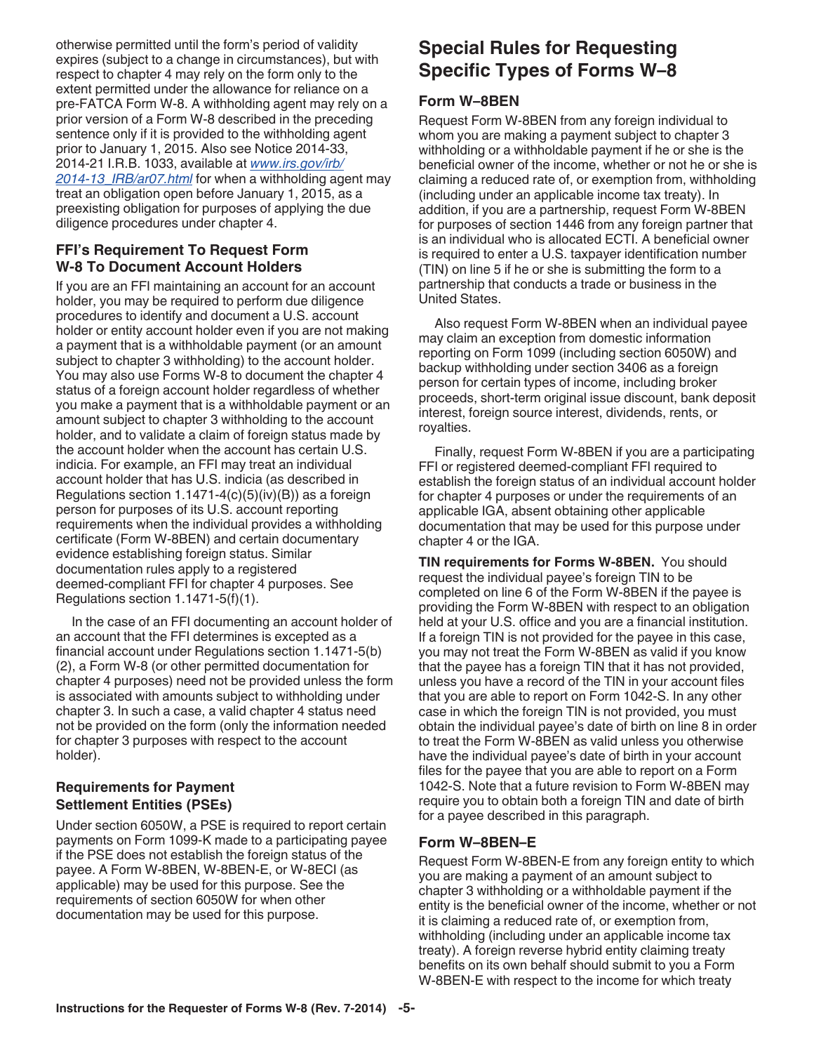otherwise permitted until the form's period of validity expires (subject to a change in circumstances), but with respect to chapter 4 may rely on the form only to the extent permitted under the allowance for reliance on a pre-FATCA Form W-8. A withholding agent may rely on a prior version of a Form W-8 described in the preceding sentence only if it is provided to the withholding agent prior to January 1, 2015. Also see Notice 2014-33, 2014-21 I.R.B. 1033, available at *www.irs.gov/irb/2014-13_IRB/ar07.html* for when a withholding agent may treat an obligation open before January 1, 2015, as a preexisting obligation for purposes of applying the due diligence procedures under chapter 4.

### FFI's Requirement To Request Form W-8 To Document Account Holders

If you are an FFI maintaining an account for an account holder, you may be required to perform due diligence procedures to identify and document a U.S. account holder or entity account holder even if you are not making a payment that is a withholdable payment (or an amount subject to chapter 3 withholding) to the account holder. You may also use Forms W-8 to document the chapter 4 status of a foreign account holder regardless of whether you make a payment that is a withholdable payment or an amount subject to chapter 3 withholding to the account holder, and to validate a claim of foreign status made by the account holder when the account has certain U.S. indicia. For example, an FFI may treat an individual account holder that has U.S. indicia (as described in Regulations section 1.1471-4(c)(5)(iv)(B)) as a foreign person for purposes of its U.S. account reporting requirements when the individual provides a withholding certificate (Form W-8BEN) and certain documentary evidence establishing foreign status. Similar documentation rules apply to a registered deemed-compliant FFI for chapter 4 purposes. See Regulations section 1.1471-5(f)(1).

In the case of an FFI documenting an account holder of an account that the FFI determines is excepted as a financial account under Regulations section 1.1471-5(b)(2), a Form W-8 (or other permitted documentation for chapter 4 purposes) need not be provided unless the form is associated with amounts subject to withholding under chapter 3. In such a case, a valid chapter 4 status need not be provided on the form (only the information needed for chapter 3 purposes with respect to the account holder).

### Requirements for Payment Settlement Entities (PSEs)

Under section 6050W, a PSE is required to report certain payments on Form 1099-K made to a participating payee if the PSE does not establish the foreign status of the payee. A Form W-8BEN, W-8BEN-E, or W-8ECI (as applicable) may be used for this purpose. See the requirements of section 6050W for when other documentation may be used for this purpose.

## Special Rules for Requesting Specific Types of Forms W–8

### Form W–8BEN

Request Form W-8BEN from any foreign individual to whom you are making a payment subject to chapter 3 withholding or a withholdable payment if he or she is the beneficial owner of the income, whether or not he or she is claiming a reduced rate of, or exemption from, withholding (including under an applicable income tax treaty). In addition, if you are a partnership, request Form W-8BEN for purposes of section 1446 from any foreign partner that is an individual who is allocated ECTI. A beneficial owner is required to enter a U.S. taxpayer identification number (TIN) on line 5 if he or she is submitting the form to a partnership that conducts a trade or business in the United States.

Also request Form W-8BEN when an individual payee may claim an exception from domestic information reporting on Form 1099 (including section 6050W) and backup withholding under section 3406 as a foreign person for certain types of income, including broker proceeds, short-term original issue discount, bank deposit interest, foreign source interest, dividends, rents, or royalties.

Finally, request Form W-8BEN if you are a participating FFI or registered deemed-compliant FFI required to establish the foreign status of an individual account holder for chapter 4 purposes or under the requirements of an applicable IGA, absent obtaining other applicable documentation that may be used for this purpose under chapter 4 or the IGA.

**TIN requirements for Forms W-8BEN.** You should request the individual payee's foreign TIN to be completed on line 6 of the Form W-8BEN if the payee is providing the Form W-8BEN with respect to an obligation held at your U.S. office and you are a financial institution. If a foreign TIN is not provided for the payee in this case, you may not treat the Form W-8BEN as valid if you know that the payee has a foreign TIN that it has not provided, unless you have a record of the TIN in your account files that you are able to report on Form 1042-S. In any other case in which the foreign TIN is not provided, you must obtain the individual payee's date of birth on line 8 in order to treat the Form W-8BEN as valid unless you otherwise have the individual payee's date of birth in your account files for the payee that you are able to report on a Form 1042-S. Note that a future revision to Form W-8BEN may require you to obtain both a foreign TIN and date of birth for a payee described in this paragraph.

### Form W–8BEN–E

Request Form W-8BEN-E from any foreign entity to which you are making a payment of an amount subject to chapter 3 withholding or a withholdable payment if the entity is the beneficial owner of the income, whether or not it is claiming a reduced rate of, or exemption from, withholding (including under an applicable income tax treaty). A foreign reverse hybrid entity claiming treaty benefits on its own behalf should submit to you a Form W-8BEN-E with respect to the income for which treaty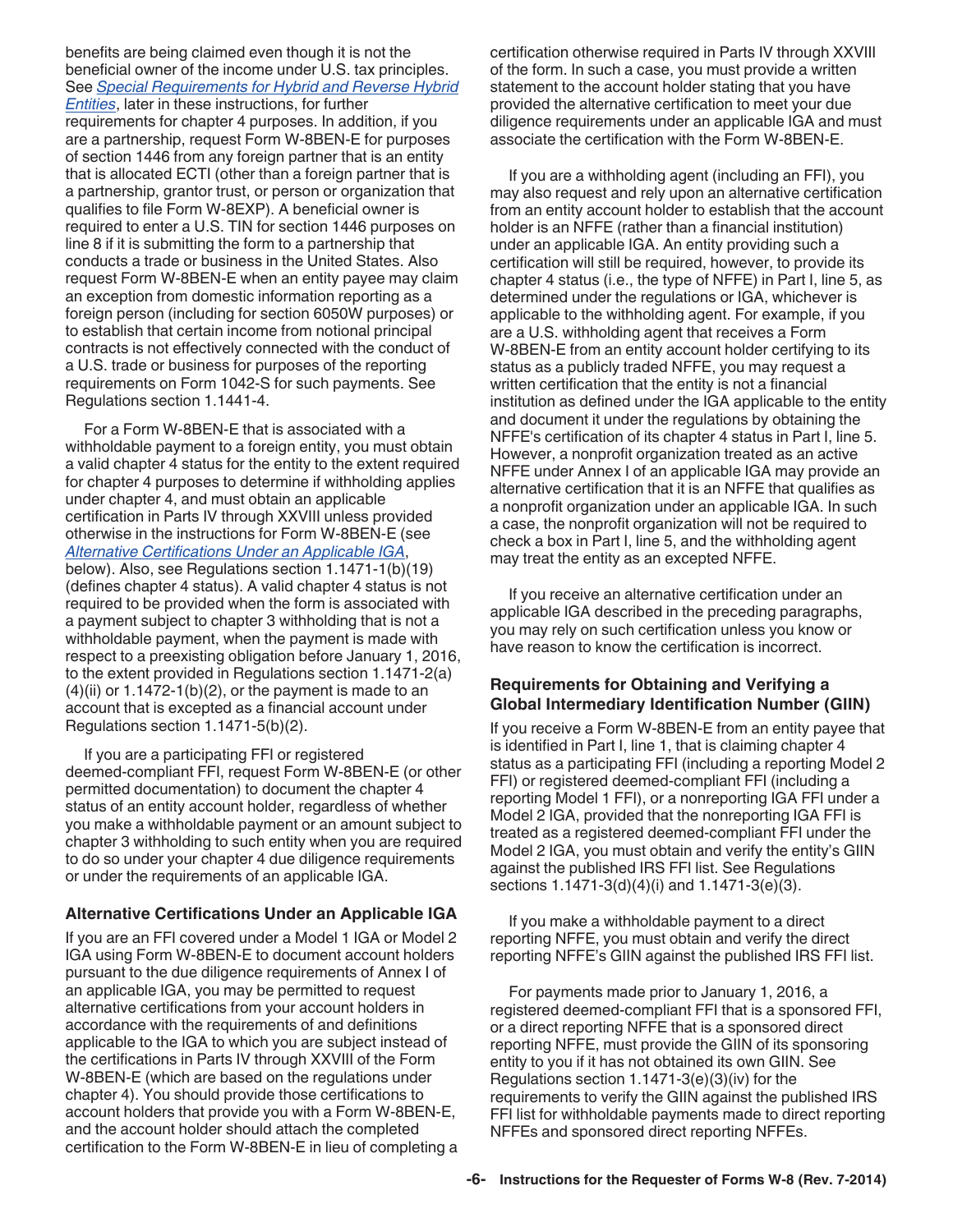benefits are being claimed even though it is not the beneficial owner of the income under U.S. tax principles. See *Special Requirements for Hybrid and Reverse Hybrid Entities*, later in these instructions, for further requirements for chapter 4 purposes. In addition, if you are a partnership, request Form W-8BEN-E for purposes of section 1446 from any foreign partner that is an entity that is allocated ECTI (other than a foreign partner that is a partnership, grantor trust, or person or organization that qualifies to file Form W-8EXP). A beneficial owner is required to enter a U.S. TIN for section 1446 purposes on line 8 if it is submitting the form to a partnership that conducts a trade or business in the United States. Also request Form W-8BEN-E when an entity payee may claim an exception from domestic information reporting as a foreign person (including for section 6050W purposes) or to establish that certain income from notional principal contracts is not effectively connected with the conduct of a U.S. trade or business for purposes of the reporting requirements on Form 1042-S for such payments. See Regulations section 1.1441-4.

For a Form W-8BEN-E that is associated with a withholdable payment to a foreign entity, you must obtain a valid chapter 4 status for the entity to the extent required for chapter 4 purposes to determine if withholding applies under chapter 4, and must obtain an applicable certification in Parts IV through XXVIII unless provided otherwise in the instructions for Form W-8BEN-E (see *Alternative Certifications Under an Applicable IGA*, below). Also, see Regulations section 1.1471-1(b)(19) (defines chapter 4 status). A valid chapter 4 status is not required to be provided when the form is associated with a payment subject to chapter 3 withholding that is not a withholdable payment, when the payment is made with respect to a preexisting obligation before January 1, 2016, to the extent provided in Regulations section 1.1471-2(a)(4)(ii) or 1.1472-1(b)(2), or the payment is made to an account that is excepted as a financial account under Regulations section 1.1471-5(b)(2).

If you are a participating FFI or registered deemed-compliant FFI, request Form W-8BEN-E (or other permitted documentation) to document the chapter 4 status of an entity account holder, regardless of whether you make a withholdable payment or an amount subject to chapter 3 withholding to such entity when you are required to do so under your chapter 4 due diligence requirements or under the requirements of an applicable IGA.

### Alternative Certifications Under an Applicable IGA

If you are an FFI covered under a Model 1 IGA or Model 2 IGA using Form W-8BEN-E to document account holders pursuant to the due diligence requirements of Annex I of an applicable IGA, you may be permitted to request alternative certifications from your account holders in accordance with the requirements of and definitions applicable to the IGA to which you are subject instead of the certifications in Parts IV through XXVIII of the Form W-8BEN-E (which are based on the regulations under chapter 4). You should provide those certifications to account holders that provide you with a Form W-8BEN-E, and the account holder should attach the completed certification to the Form W-8BEN-E in lieu of completing a certification otherwise required in Parts IV through XXVIII of the form. In such a case, you must provide a written statement to the account holder stating that you have provided the alternative certification to meet your due diligence requirements under an applicable IGA and must associate the certification with the Form W-8BEN-E.

If you are a withholding agent (including an FFI), you may also request and rely upon an alternative certification from an entity account holder to establish that the account holder is an NFFE (rather than a financial institution) under an applicable IGA. An entity providing such a certification will still be required, however, to provide its chapter 4 status (i.e., the type of NFFE) in Part I, line 5, as determined under the regulations or IGA, whichever is applicable to the withholding agent. For example, if you are a U.S. withholding agent that receives a Form W-8BEN-E from an entity account holder certifying to its status as a publicly traded NFFE, you may request a written certification that the entity is not a financial institution as defined under the IGA applicable to the entity and document it under the regulations by obtaining the NFFE's certification of its chapter 4 status in Part I, line 5. However, a nonprofit organization treated as an active NFFE under Annex I of an applicable IGA may provide an alternative certification that it is an NFFE that qualifies as a nonprofit organization under an applicable IGA. In such a case, the nonprofit organization will not be required to check a box in Part I, line 5, and the withholding agent may treat the entity as an excepted NFFE.

If you receive an alternative certification under an applicable IGA described in the preceding paragraphs, you may rely on such certification unless you know or have reason to know the certification is incorrect.

### Requirements for Obtaining and Verifying a Global Intermediary Identification Number (GIIN)

If you receive a Form W-8BEN-E from an entity payee that is identified in Part I, line 1, that is claiming chapter 4 status as a participating FFI (including a reporting Model 2 FFI) or registered deemed-compliant FFI (including a reporting Model 1 FFI), or a nonreporting IGA FFI under a Model 2 IGA, provided that the nonreporting IGA FFI is treated as a registered deemed-compliant FFI under the Model 2 IGA, you must obtain and verify the entity's GIIN against the published IRS FFI list. See Regulations sections 1.1471-3(d)(4)(i) and 1.1471-3(e)(3).

If you make a withholdable payment to a direct reporting NFFE, you must obtain and verify the direct reporting NFFE's GIIN against the published IRS FFI list.

For payments made prior to January 1, 2016, a registered deemed-compliant FFI that is a sponsored FFI, or a direct reporting NFFE that is a sponsored direct reporting NFFE, must provide the GIIN of its sponsoring entity to you if it has not obtained its own GIIN. See Regulations section 1.1471-3(e)(3)(iv) for the requirements to verify the GIIN against the published IRS FFI list for withholdable payments made to direct reporting NFFEs and sponsored direct reporting NFFEs.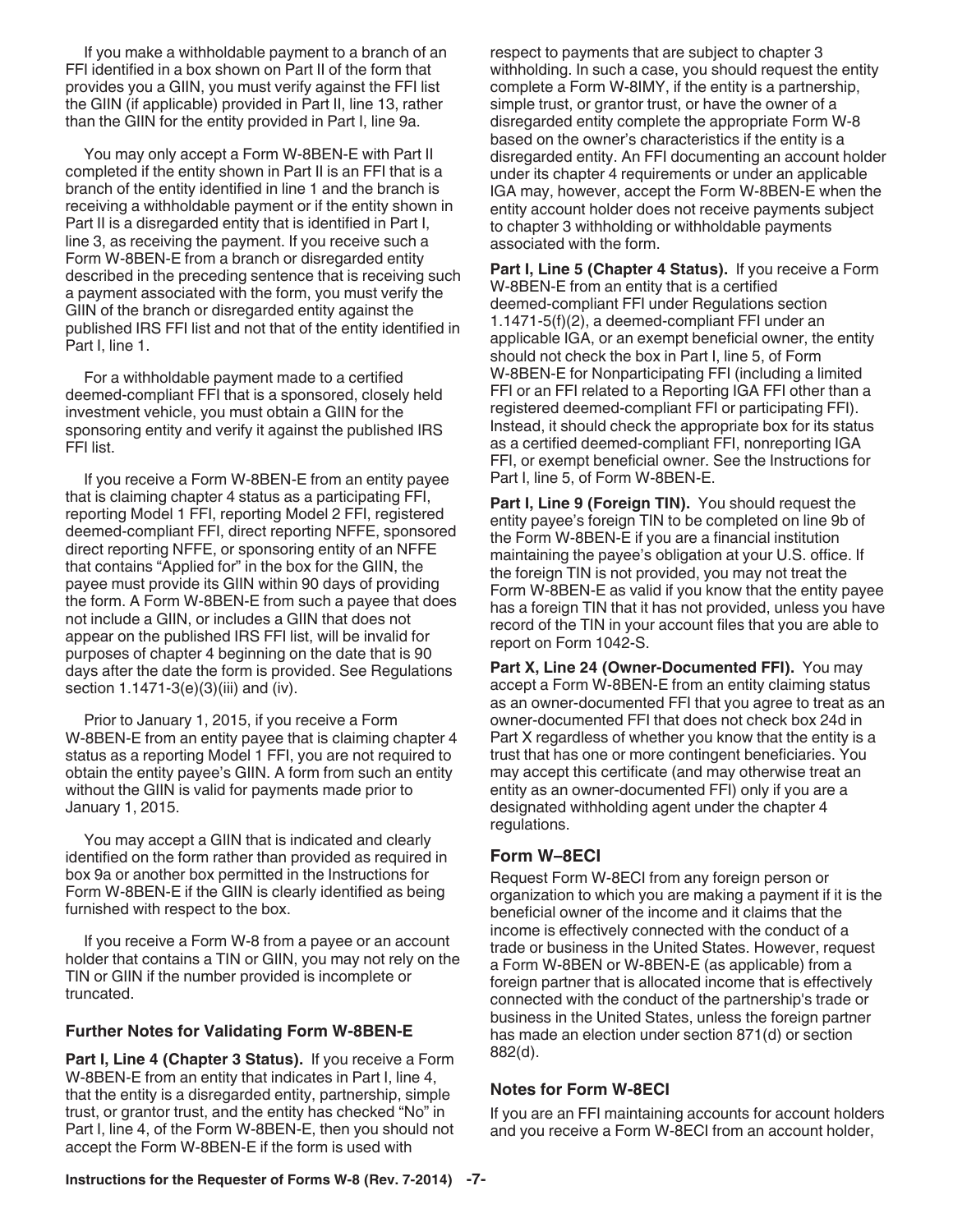If you make a withholdable payment to a branch of an FFI identified in a box shown on Part II of the form that provides you a GIIN, you must verify against the FFI list the GIIN (if applicable) provided in Part II, line 13, rather than the GIIN for the entity provided in Part I, line 9a.

You may only accept a Form W-8BEN-E with Part II completed if the entity shown in Part II is an FFI that is a branch of the entity identified in line 1 and the branch is receiving a withholdable payment or if the entity shown in Part II is a disregarded entity that is identified in Part I, line 3, as receiving the payment. If you receive such a Form W-8BEN-E from a branch or disregarded entity described in the preceding sentence that is receiving such a payment associated with the form, you must verify the GIIN of the branch or disregarded entity against the published IRS FFI list and not that of the entity identified in Part I, line 1.

For a withholdable payment made to a certified deemed-compliant FFI that is a sponsored, closely held investment vehicle, you must obtain a GIIN for the sponsoring entity and verify it against the published IRS FFI list.

If you receive a Form W-8BEN-E from an entity payee that is claiming chapter 4 status as a participating FFI, reporting Model 1 FFI, reporting Model 2 FFI, registered deemed-compliant FFI, direct reporting NFFE, sponsored direct reporting NFFE, or sponsoring entity of an NFFE that contains "Applied for" in the box for the GIIN, the payee must provide its GIIN within 90 days of providing the form. A Form W-8BEN-E from such a payee that does not include a GIIN, or includes a GIIN that does not appear on the published IRS FFI list, will be invalid for purposes of chapter 4 beginning on the date that is 90 days after the date the form is provided. See Regulations section 1.1471-3(e)(3)(iii) and (iv).

Prior to January 1, 2015, if you receive a Form W-8BEN-E from an entity payee that is claiming chapter 4 status as a reporting Model 1 FFI, you are not required to obtain the entity payee's GIIN. A form from such an entity without the GIIN is valid for payments made prior to January 1, 2015.

You may accept a GIIN that is indicated and clearly identified on the form rather than provided as required in box 9a or another box permitted in the Instructions for Form W-8BEN-E if the GIIN is clearly identified as being furnished with respect to the box.

If you receive a Form W-8 from a payee or an account holder that contains a TIN or GIIN, you may not rely on the TIN or GIIN if the number provided is incomplete or truncated.

### Further Notes for Validating Form W-8BEN-E

**Part I, Line 4 (Chapter 3 Status).** If you receive a Form W-8BEN-E from an entity that indicates in Part I, line 4, that the entity is a disregarded entity, partnership, simple trust, or grantor trust, and the entity has checked "No" in Part I, line 4, of the Form W-8BEN-E, then you should not accept the Form W-8BEN-E if the form is used with respect to payments that are subject to chapter 3 withholding. In such a case, you should request the entity complete a Form W-8IMY, if the entity is a partnership, simple trust, or grantor trust, or have the owner of a disregarded entity complete the appropriate Form W-8 based on the owner's characteristics if the entity is a disregarded entity. An FFI documenting an account holder under its chapter 4 requirements or under an applicable IGA may, however, accept the Form W-8BEN-E when the entity account holder does not receive payments subject to chapter 3 withholding or withholdable payments associated with the form.

**Part I, Line 5 (Chapter 4 Status).** If you receive a Form W-8BEN-E from an entity that is a certified deemed-compliant FFI under Regulations section 1.1471-5(f)(2), a deemed-compliant FFI under an applicable IGA, or an exempt beneficial owner, the entity should not check the box in Part I, line 5, of Form W-8BEN-E for Nonparticipating FFI (including a limited FFI or an FFI related to a Reporting IGA FFI other than a registered deemed-compliant FFI or participating FFI). Instead, it should check the appropriate box for its status as a certified deemed-compliant FFI, nonreporting IGA FFI, or exempt beneficial owner. See the Instructions for Part I, line 5, of Form W-8BEN-E.

**Part I, Line 9 (Foreign TIN).** You should request the entity payee's foreign TIN to be completed on line 9b of the Form W-8BEN-E if you are a financial institution maintaining the payee's obligation at your U.S. office. If the foreign TIN is not provided, you may not treat the Form W-8BEN-E as valid if you know that the entity payee has a foreign TIN that it has not provided, unless you have record of the TIN in your account files that you are able to report on Form 1042-S.

**Part X, Line 24 (Owner-Documented FFI).** You may accept a Form W-8BEN-E from an entity claiming status as an owner-documented FFI that you agree to treat as an owner-documented FFI that does not check box 24d in Part X regardless of whether you know that the entity is a trust that has one or more contingent beneficiaries. You may accept this certificate (and may otherwise treat an entity as an owner-documented FFI) only if you are a designated withholding agent under the chapter 4 regulations.

## Form W–8ECI

Request Form W-8ECI from any foreign person or organization to which you are making a payment if it is the beneficial owner of the income and it claims that the income is effectively connected with the conduct of a trade or business in the United States. However, request a Form W-8BEN or W-8BEN-E (as applicable) from a foreign partner that is allocated income that is effectively connected with the conduct of the partnership's trade or business in the United States, unless the foreign partner has made an election under section 871(d) or section 882(d).

### Notes for Form W-8ECI

If you are an FFI maintaining accounts for account holders and you receive a Form W-8ECI from an account holder,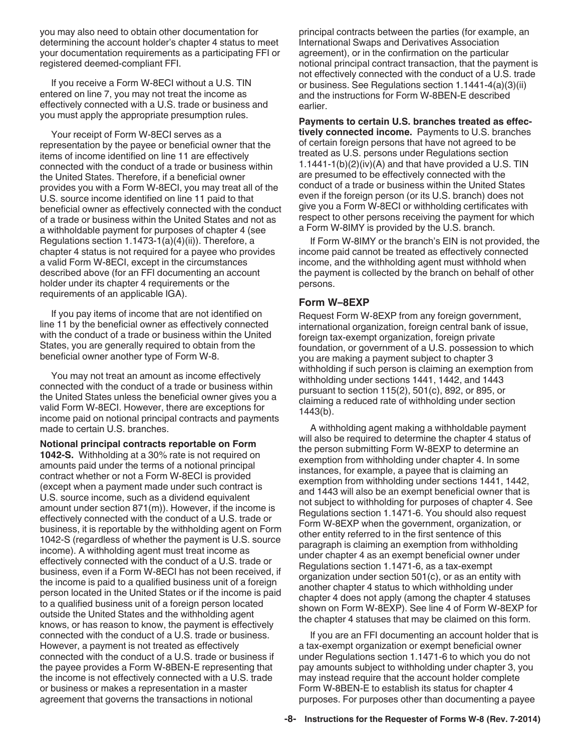you may also need to obtain other documentation for determining the account holder's chapter 4 status to meet your documentation requirements as a participating FFI or registered deemed-compliant FFI.

If you receive a Form W-8ECI without a U.S. TIN entered on line 7, you may not treat the income as effectively connected with a U.S. trade or business and you must apply the appropriate presumption rules.

Your receipt of Form W-8ECI serves as a representation by the payee or beneficial owner that the items of income identified on line 11 are effectively connected with the conduct of a trade or business within the United States. Therefore, if a beneficial owner provides you with a Form W-8ECI, you may treat all of the U.S. source income identified on line 11 paid to that beneficial owner as effectively connected with the conduct of a trade or business within the United States and not as a withholdable payment for purposes of chapter 4 (see Regulations section 1.1473-1(a)(4)(ii)). Therefore, a chapter 4 status is not required for a payee who provides a valid Form W-8ECI, except in the circumstances described above (for an FFI documenting an account holder under its chapter 4 requirements or the requirements of an applicable IGA).

If you pay items of income that are not identified on line 11 by the beneficial owner as effectively connected with the conduct of a trade or business within the United States, you are generally required to obtain from the beneficial owner another type of Form W-8.

You may not treat an amount as income effectively connected with the conduct of a trade or business within the United States unless the beneficial owner gives you a valid Form W-8ECI. However, there are exceptions for income paid on notional principal contracts and payments made to certain U.S. branches.

**Notional principal contracts reportable on Form 1042-S.** Withholding at a 30% rate is not required on amounts paid under the terms of a notional principal contract whether or not a Form W-8ECI is provided (except when a payment made under such contract is U.S. source income, such as a dividend equivalent amount under section 871(m)). However, if the income is effectively connected with the conduct of a U.S. trade or business, it is reportable by the withholding agent on Form 1042-S (regardless of whether the payment is U.S. source income). A withholding agent must treat income as effectively connected with the conduct of a U.S. trade or business, even if a Form W-8ECI has not been received, if the income is paid to a qualified business unit of a foreign person located in the United States or if the income is paid to a qualified business unit of a foreign person located outside the United States and the withholding agent knows, or has reason to know, the payment is effectively connected with the conduct of a U.S. trade or business. However, a payment is not treated as effectively connected with the conduct of a U.S. trade or business if the payee provides a Form W-8BEN-E representing that the income is not effectively connected with a U.S. trade or business or makes a representation in a master agreement that governs the transactions in notional principal contracts between the parties (for example, an International Swaps and Derivatives Association agreement), or in the confirmation on the particular notional principal contract transaction, that the payment is not effectively connected with the conduct of a U.S. trade or business. See Regulations section 1.1441-4(a)(3)(ii) and the instructions for Form W-8BEN-E described earlier.

**Payments to certain U.S. branches treated as effectively connected income.** Payments to U.S. branches of certain foreign persons that have not agreed to be treated as U.S. persons under Regulations section 1.1441-1(b)(2)(iv)(A) and that have provided a U.S. TIN are presumed to be effectively connected with the conduct of a trade or business within the United States even if the foreign person (or its U.S. branch) does not give you a Form W-8ECI or withholding certificates with respect to other persons receiving the payment for which a Form W-8IMY is provided by the U.S. branch.

If Form W-8IMY or the branch's EIN is not provided, the income paid cannot be treated as effectively connected income, and the withholding agent must withhold when the payment is collected by the branch on behalf of other persons.

## Form W–8EXP

Request Form W-8EXP from any foreign government, international organization, foreign central bank of issue, foreign tax-exempt organization, foreign private foundation, or government of a U.S. possession to which you are making a payment subject to chapter 3 withholding if such person is claiming an exemption from withholding under sections 1441, 1442, and 1443 pursuant to section 115(2), 501(c), 892, or 895, or claiming a reduced rate of withholding under section 1443(b).

A withholding agent making a withholdable payment will also be required to determine the chapter 4 status of the person submitting Form W-8EXP to determine an exemption from withholding under chapter 4. In some instances, for example, a payee that is claiming an exemption from withholding under sections 1441, 1442, and 1443 will also be an exempt beneficial owner that is not subject to withholding for purposes of chapter 4. See Regulations section 1.1471-6. You should also request Form W-8EXP when the government, organization, or other entity referred to in the first sentence of this paragraph is claiming an exemption from withholding under chapter 4 as an exempt beneficial owner under Regulations section 1.1471-6, as a tax-exempt organization under section 501(c), or as an entity with another chapter 4 status to which withholding under chapter 4 does not apply (among the chapter 4 statuses shown on Form W-8EXP). See line 4 of Form W-8EXP for the chapter 4 statuses that may be claimed on this form.

If you are an FFI documenting an account holder that is a tax-exempt organization or exempt beneficial owner under Regulations section 1.1471-6 to which you do not pay amounts subject to withholding under chapter 3, you may instead require that the account holder complete Form W-8BEN-E to establish its status for chapter 4 purposes. For purposes other than documenting a payee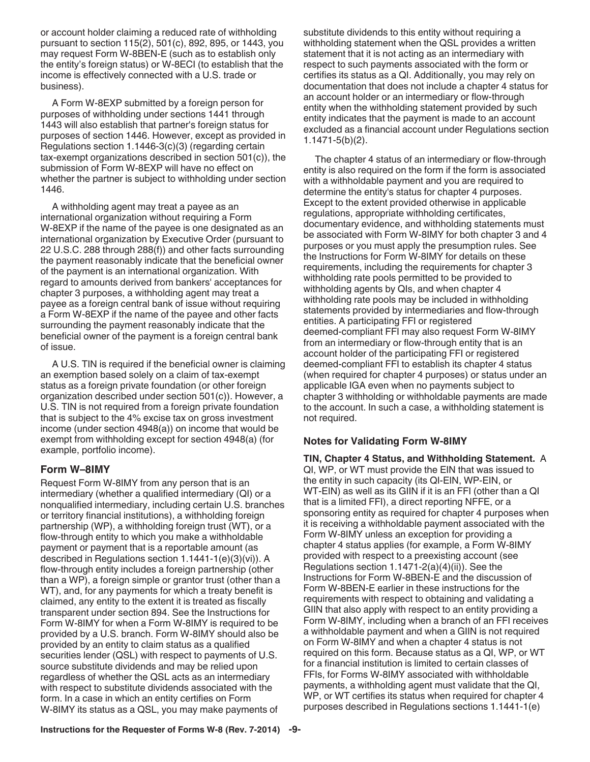or account holder claiming a reduced rate of withholding pursuant to section 115(2), 501(c), 892, 895, or 1443, you may request Form W-8BEN-E (such as to establish only the entity's foreign status) or W-8ECI (to establish that the income is effectively connected with a U.S. trade or business).

A Form W-8EXP submitted by a foreign person for purposes of withholding under sections 1441 through 1443 will also establish that partner's foreign status for purposes of section 1446. However, except as provided in Regulations section 1.1446-3(c)(3) (regarding certain tax-exempt organizations described in section 501(c)), the submission of Form W-8EXP will have no effect on whether the partner is subject to withholding under section 1446.

A withholding agent may treat a payee as an international organization without requiring a Form W-8EXP if the name of the payee is one designated as an international organization by Executive Order (pursuant to 22 U.S.C. 288 through 288(f)) and other facts surrounding the payment reasonably indicate that the beneficial owner of the payment is an international organization. With regard to amounts derived from bankers' acceptances for chapter 3 purposes, a withholding agent may treat a payee as a foreign central bank of issue without requiring a Form W-8EXP if the name of the payee and other facts surrounding the payment reasonably indicate that the beneficial owner of the payment is a foreign central bank of issue.

A U.S. TIN is required if the beneficial owner is claiming an exemption based solely on a claim of tax-exempt status as a foreign private foundation (or other foreign organization described under section 501(c)). However, a U.S. TIN is not required from a foreign private foundation that is subject to the 4% excise tax on gross investment income (under section 4948(a)) on income that would be exempt from withholding except for section 4948(a) (for example, portfolio income).

## Form W–8IMY

Request Form W-8IMY from any person that is an intermediary (whether a qualified intermediary (QI) or a nonqualified intermediary, including certain U.S. branches or territory financial institutions), a withholding foreign partnership (WP), a withholding foreign trust (WT), or a flow-through entity to which you make a withholdable payment or payment that is a reportable amount (as described in Regulations section 1.1441-1(e)(3)(vi)). A flow-through entity includes a foreign partnership (other than a WP), a foreign simple or grantor trust (other than a WT), and, for any payments for which a treaty benefit is claimed, any entity to the extent it is treated as fiscally transparent under section 894. See the Instructions for Form W-8IMY for when a Form W-8IMY is required to be provided by a U.S. branch. Form W-8IMY should also be provided by an entity to claim status as a qualified securities lender (QSL) with respect to payments of U.S. source substitute dividends and may be relied upon regardless of whether the QSL acts as an intermediary with respect to substitute dividends associated with the form. In a case in which an entity certifies on Form W-8IMY its status as a QSL, you may make payments of substitute dividends to this entity without requiring a withholding statement when the QSL provides a written statement that it is not acting as an intermediary with respect to such payments associated with the form or certifies its status as a QI. Additionally, you may rely on documentation that does not include a chapter 4 status for an account holder or an intermediary or flow-through entity when the withholding statement provided by such entity indicates that the payment is made to an account excluded as a financial account under Regulations section 1.1471-5(b)(2).

The chapter 4 status of an intermediary or flow-through entity is also required on the form if the form is associated with a withholdable payment and you are required to determine the entity's status for chapter 4 purposes. Except to the extent provided otherwise in applicable regulations, appropriate withholding certificates, documentary evidence, and withholding statements must be associated with Form W-8IMY for both chapter 3 and 4 purposes or you must apply the presumption rules. See the Instructions for Form W-8IMY for details on these requirements, including the requirements for chapter 3 withholding rate pools permitted to be provided to withholding agents by QIs, and when chapter 4 withholding rate pools may be included in withholding statements provided by intermediaries and flow-through entities. A participating FFI or registered deemed-compliant FFI may also request Form W-8IMY from an intermediary or flow-through entity that is an account holder of the participating FFI or registered deemed-compliant FFI to establish its chapter 4 status (when required for chapter 4 purposes) or status under an applicable IGA even when no payments subject to chapter 3 withholding or withholdable payments are made to the account. In such a case, a withholding statement is not required.

### Notes for Validating Form W-8IMY

**TIN, Chapter 4 Status, and Withholding Statement.** A QI, WP, or WT must provide the EIN that was issued to the entity in such capacity (its QI-EIN, WP-EIN, or WT-EIN) as well as its GIIN if it is an FFI (other than a QI that is a limited FFI), a direct reporting NFFE, or a sponsoring entity as required for chapter 4 purposes when it is receiving a withholdable payment associated with the Form W-8IMY unless an exception for providing a chapter 4 status applies (for example, a Form W-8IMY provided with respect to a preexisting account (see Regulations section 1.1471-2(a)(4)(ii)). See the Instructions for Form W-8BEN-E and the discussion of Form W-8BEN-E earlier in these instructions for the requirements with respect to obtaining and validating a GIIN that also apply with respect to an entity providing a Form W-8IMY, including when a branch of an FFI receives a withholdable payment and when a GIIN is not required on Form W-8IMY and when a chapter 4 status is not required on this form. Because status as a QI, WP, or WT for a financial institution is limited to certain classes of FFIs, for Forms W-8IMY associated with withholdable payments, a withholding agent must validate that the QI, WP, or WT certifies its status when required for chapter 4 purposes described in Regulations sections 1.1441-1(e)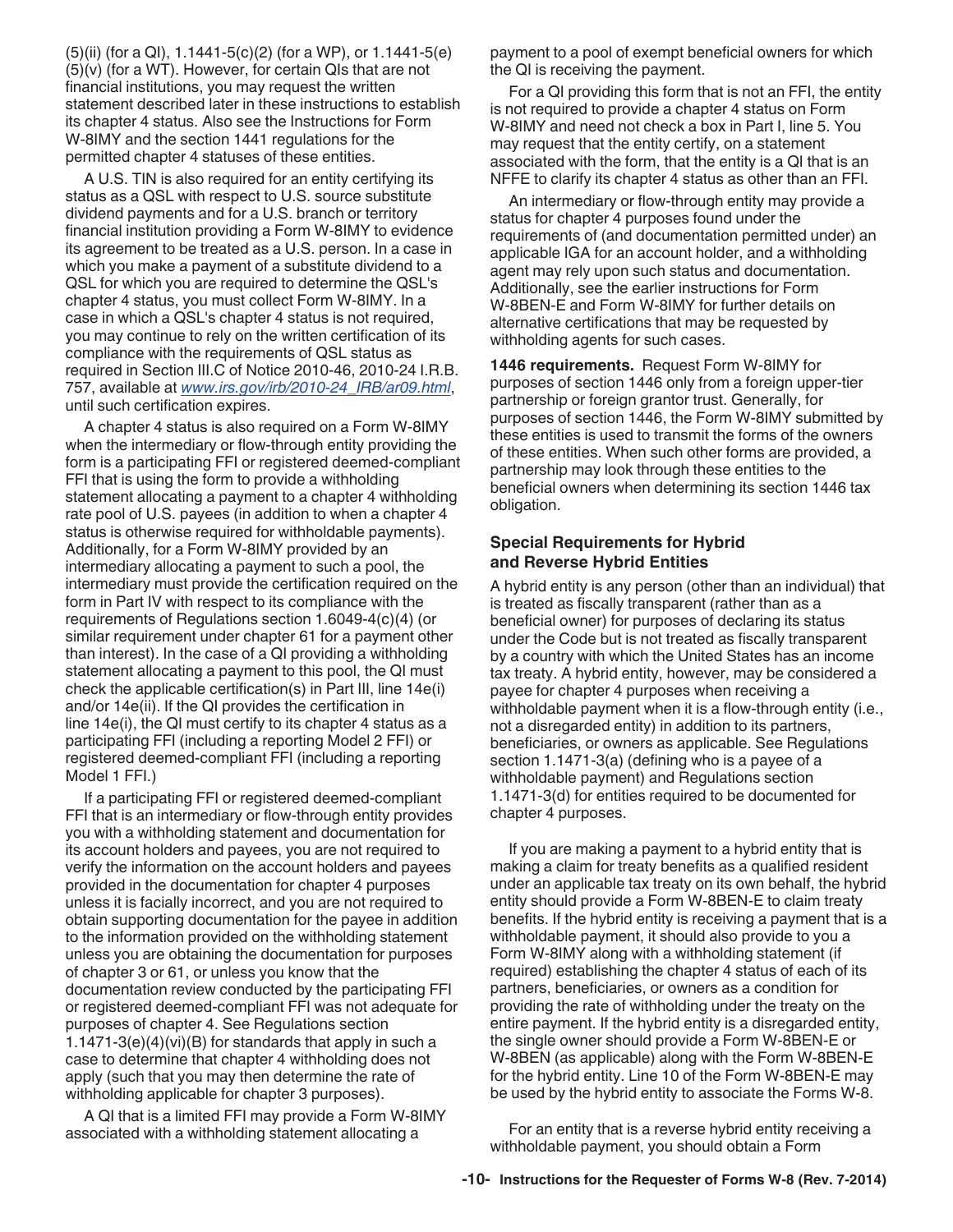(5)(ii) (for a QI), 1.1441-5(c)(2) (for a WP), or 1.1441-5(e)(5)(v) (for a WT). However, for certain QIs that are not financial institutions, you may request the written statement described later in these instructions to establish its chapter 4 status. Also see the Instructions for Form W-8IMY and the section 1441 regulations for the permitted chapter 4 statuses of these entities.

A U.S. TIN is also required for an entity certifying its status as a QSL with respect to U.S. source substitute dividend payments and for a U.S. branch or territory financial institution providing a Form W-8IMY to evidence its agreement to be treated as a U.S. person. In a case in which you make a payment of a substitute dividend to a QSL for which you are required to determine the QSL's chapter 4 status, you must collect Form W-8IMY. In a case in which a QSL's chapter 4 status is not required, you may continue to rely on the written certification of its compliance with the requirements of QSL status as required in Section III.C of Notice 2010-46, 2010-24 I.R.B. 757, available at *www.irs.gov/irb/2010-24_IRB/ar09.html*, until such certification expires.

A chapter 4 status is also required on a Form W-8IMY when the intermediary or flow-through entity providing the form is a participating FFI or registered deemed-compliant FFI that is using the form to provide a withholding statement allocating a payment to a chapter 4 withholding rate pool of U.S. payees (in addition to when a chapter 4 status is otherwise required for withholdable payments). Additionally, for a Form W-8IMY provided by an intermediary allocating a payment to such a pool, the intermediary must provide the certification required on the form in Part IV with respect to its compliance with the requirements of Regulations section 1.6049-4(c)(4) (or similar requirement under chapter 61 for a payment other than interest). In the case of a QI providing a withholding statement allocating a payment to this pool, the QI must check the applicable certification(s) in Part III, line 14e(i) and/or 14e(ii). If the QI provides the certification in line 14e(i), the QI must certify to its chapter 4 status as a participating FFI (including a reporting Model 2 FFI) or registered deemed-compliant FFI (including a reporting Model 1 FFI.)

If a participating FFI or registered deemed-compliant FFI that is an intermediary or flow-through entity provides you with a withholding statement and documentation for its account holders and payees, you are not required to verify the information on the account holders and payees provided in the documentation for chapter 4 purposes unless it is facially incorrect, and you are not required to obtain supporting documentation for the payee in addition to the information provided on the withholding statement unless you are obtaining the documentation for purposes of chapter 3 or 61, or unless you know that the documentation review conducted by the participating FFI or registered deemed-compliant FFI was not adequate for purposes of chapter 4. See Regulations section 1.1471-3(e)(4)(vi)(B) for standards that apply in such a case to determine that chapter 4 withholding does not apply (such that you may then determine the rate of withholding applicable for chapter 3 purposes).

A QI that is a limited FFI may provide a Form W-8IMY associated with a withholding statement allocating a payment to a pool of exempt beneficial owners for which the QI is receiving the payment.

For a QI providing this form that is not an FFI, the entity is not required to provide a chapter 4 status on Form W-8IMY and need not check a box in Part I, line 5. You may request that the entity certify, on a statement associated with the form, that the entity is a QI that is an NFFE to clarify its chapter 4 status as other than an FFI.

An intermediary or flow-through entity may provide a status for chapter 4 purposes found under the requirements of (and documentation permitted under) an applicable IGA for an account holder, and a withholding agent may rely upon such status and documentation. Additionally, see the earlier instructions for Form W-8BEN-E and Form W-8IMY for further details on alternative certifications that may be requested by withholding agents for such cases.

**1446 requirements.** Request Form W-8IMY for purposes of section 1446 only from a foreign upper-tier partnership or foreign grantor trust. Generally, for purposes of section 1446, the Form W-8IMY submitted by these entities is used to transmit the forms of the owners of these entities. When such other forms are provided, a partnership may look through these entities to the beneficial owners when determining its section 1446 tax obligation.

### Special Requirements for Hybrid and Reverse Hybrid Entities

A hybrid entity is any person (other than an individual) that is treated as fiscally transparent (rather than as a beneficial owner) for purposes of declaring its status under the Code but is not treated as fiscally transparent by a country with which the United States has an income tax treaty. A hybrid entity, however, may be considered a payee for chapter 4 purposes when receiving a withholdable payment when it is a flow-through entity (i.e., not a disregarded entity) in addition to its partners, beneficiaries, or owners as applicable. See Regulations section 1.1471-3(a) (defining who is a payee of a withholdable payment) and Regulations section 1.1471-3(d) for entities required to be documented for chapter 4 purposes.

If you are making a payment to a hybrid entity that is making a claim for treaty benefits as a qualified resident under an applicable tax treaty on its own behalf, the hybrid entity should provide a Form W-8BEN-E to claim treaty benefits. If the hybrid entity is receiving a payment that is a withholdable payment, it should also provide to you a Form W-8IMY along with a withholding statement (if required) establishing the chapter 4 status of each of its partners, beneficiaries, or owners as a condition for providing the rate of withholding under the treaty on the entire payment. If the hybrid entity is a disregarded entity, the single owner should provide a Form W-8BEN-E or W-8BEN (as applicable) along with the Form W-8BEN-E for the hybrid entity. Line 10 of the Form W-8BEN-E may be used by the hybrid entity to associate the Forms W-8.

For an entity that is a reverse hybrid entity receiving a withholdable payment, you should obtain a Form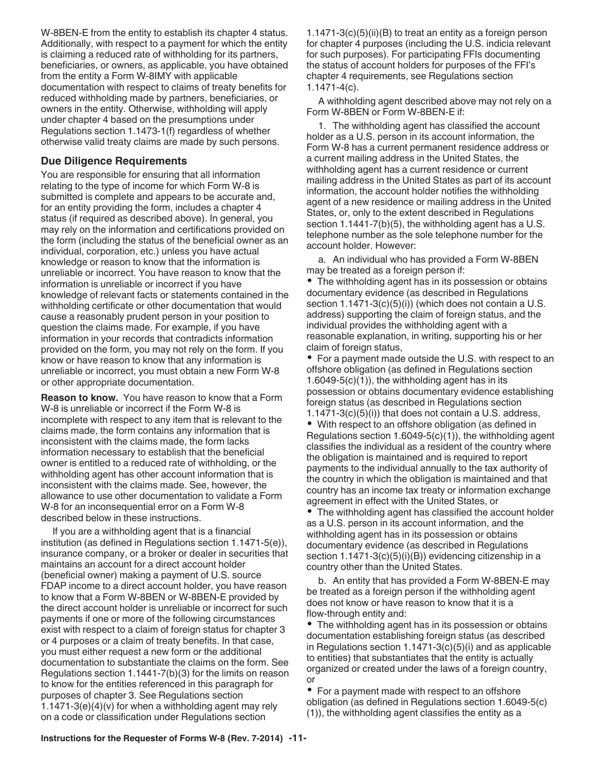W-8BEN-E from the entity to establish its chapter 4 status. Additionally, with respect to a payment for which the entity is claiming a reduced rate of withholding for its partners, beneficiaries, or owners, as applicable, you have obtained from the entity a Form W-8IMY with applicable documentation with respect to claims of treaty benefits for reduced withholding made by partners, beneficiaries, or owners in the entity. Otherwise, withholding will apply under chapter 4 based on the presumptions under Regulations section 1.1473-1(f) regardless of whether otherwise valid treaty claims are made by such persons.

## Due Diligence Requirements

You are responsible for ensuring that all information relating to the type of income for which Form W-8 is submitted is complete and appears to be accurate and, for an entity providing the form, includes a chapter 4 status (if required as described above). In general, you may rely on the information and certifications provided on the form (including the status of the beneficial owner as an individual, corporation, etc.) unless you have actual knowledge or reason to know that the information is unreliable or incorrect. You have reason to know that the information is unreliable or incorrect if you have knowledge of relevant facts or statements contained in the withholding certificate or other documentation that would cause a reasonably prudent person in your position to question the claims made. For example, if you have information in your records that contradicts information provided on the form, you may not rely on the form. If you know or have reason to know that any information is unreliable or incorrect, you must obtain a new Form W-8 or other appropriate documentation.

**Reason to know.** You have reason to know that a Form W-8 is unreliable or incorrect if the Form W-8 is incomplete with respect to any item that is relevant to the claims made, the form contains any information that is inconsistent with the claims made, the form lacks information necessary to establish that the beneficial owner is entitled to a reduced rate of withholding, or the withholding agent has other account information that is inconsistent with the claims made. See, however, the allowance to use other documentation to validate a Form W-8 for an inconsequential error on a Form W-8 described below in these instructions.

If you are a withholding agent that is a financial institution (as defined in Regulations section 1.1471-5(e)), insurance company, or a broker or dealer in securities that maintains an account for a direct account holder (beneficial owner) making a payment of U.S. source FDAP income to a direct account holder, you have reason to know that a Form W-8BEN or W-8BEN-E provided by the direct account holder is unreliable or incorrect for such payments if one or more of the following circumstances exist with respect to a claim of foreign status for chapter 3 or 4 purposes or a claim of treaty benefits. In that case, you must either request a new form or the additional documentation to substantiate the claims on the form. See Regulations section 1.1441-7(b)(3) for the limits on reason to know for the entities referenced in this paragraph for purposes of chapter 3. See Regulations section 1.1471-3(e)(4)(v) for when a withholding agent may rely on a code or classification under Regulations section 1.1471-3(c)(5)(ii)(B) to treat an entity as a foreign person for chapter 4 purposes (including the U.S. indicia relevant for such purposes). For participating FFIs documenting the status of account holders for purposes of the FFI's chapter 4 requirements, see Regulations section 1.1471-4(c).

A withholding agent described above may not rely on a Form W-8BEN or Form W-8BEN-E if:

1. The withholding agent has classified the account holder as a U.S. person in its account information, the Form W-8 has a current permanent residence address or a current mailing address in the United States, the withholding agent has a current residence or current mailing address in the United States as part of its account information, the account holder notifies the withholding agent of a new residence or mailing address in the United States, or, only to the extent described in Regulations section 1.1441-7(b)(5), the withholding agent has a U.S. telephone number as the sole telephone number for the account holder. However:

a. An individual who has provided a Form W-8BEN may be treated as a foreign person if:

- The withholding agent has in its possession or obtains documentary evidence (as described in Regulations section 1.1471-3(c)(5)(i)) (which does not contain a U.S. address) supporting the claim of foreign status, and the individual provides the withholding agent with a reasonable explanation, in writing, supporting his or her claim of foreign status,
- For a payment made outside the U.S. with respect to an offshore obligation (as defined in Regulations section 1.6049-5(c)(1)), the withholding agent has in its possession or obtains documentary evidence establishing foreign status (as described in Regulations section 1.1471-3(c)(5)(i)) that does not contain a U.S. address,
- With respect to an offshore obligation (as defined in Regulations section 1.6049-5(c)(1)), the withholding agent classifies the individual as a resident of the country where the obligation is maintained and is required to report payments to the individual annually to the tax authority of the country in which the obligation is maintained and that country has an income tax treaty or information exchange agreement in effect with the United States, or
- The withholding agent has classified the account holder as a U.S. person in its account information, and the withholding agent has in its possession or obtains documentary evidence (as described in Regulations section 1.1471-3(c)(5)(i)(B)) evidencing citizenship in a country other than the United States.

b. An entity that has provided a Form W-8BEN-E may be treated as a foreign person if the withholding agent does not know or have reason to know that it is a flow-through entity and:

- The withholding agent has in its possession or obtains documentation establishing foreign status (as described in Regulations section 1.1471-3(c)(5)(i) and as applicable to entities) that substantiates that the entity is actually organized or created under the laws of a foreign country, or
- For a payment made with respect to an offshore obligation (as defined in Regulations section 1.6049-5(c)(1)), the withholding agent classifies the entity as a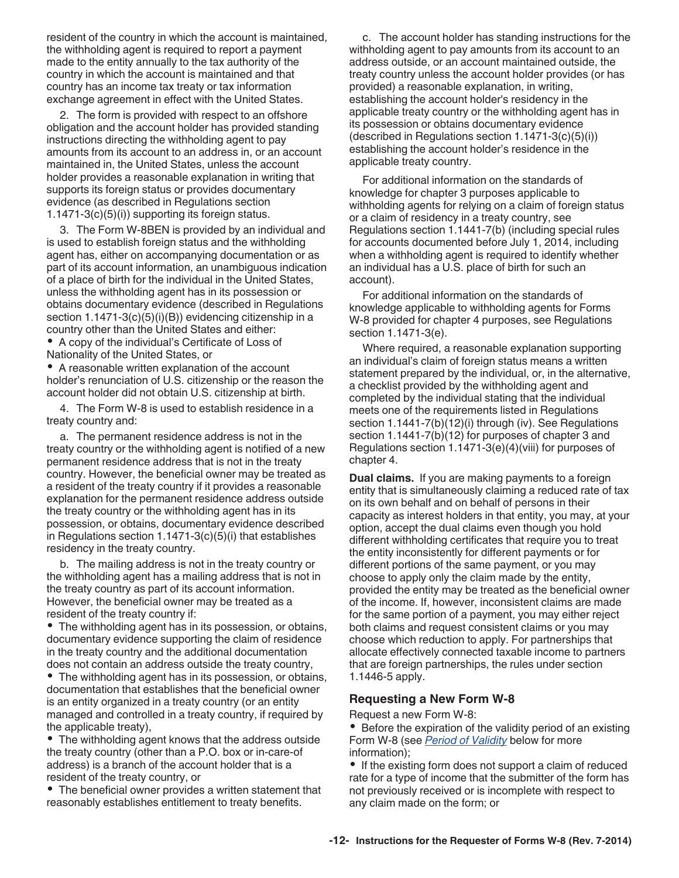resident of the country in which the account is maintained, the withholding agent is required to report a payment made to the entity annually to the tax authority of the country in which the account is maintained and that country has an income tax treaty or tax information exchange agreement in effect with the United States.

2. The form is provided with respect to an offshore obligation and the account holder has provided standing instructions directing the withholding agent to pay amounts from its account to an address in, or an account maintained in, the United States, unless the account holder provides a reasonable explanation in writing that supports its foreign status or provides documentary evidence (as described in Regulations section 1.1471-3(c)(5)(i)) supporting its foreign status.

3. The Form W-8BEN is provided by an individual and is used to establish foreign status and the withholding agent has, either on accompanying documentation or as part of its account information, an unambiguous indication of a place of birth for the individual in the United States, unless the withholding agent has in its possession or obtains documentary evidence (described in Regulations section 1.1471-3(c)(5)(i)(B)) evidencing citizenship in a country other than the United States and either:

- A copy of the individual's Certificate of Loss of Nationality of the United States, or
- A reasonable written explanation of the account holder's renunciation of U.S. citizenship or the reason the account holder did not obtain U.S. citizenship at birth.

4. The Form W-8 is used to establish residence in a treaty country and:

a. The permanent residence address is not in the treaty country or the withholding agent is notified of a new permanent residence address that is not in the treaty country. However, the beneficial owner may be treated as a resident of the treaty country if it provides a reasonable explanation for the permanent residence address outside the treaty country or the withholding agent has in its possession, or obtains, documentary evidence described in Regulations section 1.1471-3(c)(5)(i) that establishes residency in the treaty country.

b. The mailing address is not in the treaty country or the withholding agent has a mailing address that is not in the treaty country as part of its account information. However, the beneficial owner may be treated as a resident of the treaty country if:

- The withholding agent has in its possession, or obtains, documentary evidence supporting the claim of residence in the treaty country and the additional documentation does not contain an address outside the treaty country,
- The withholding agent has in its possession, or obtains, documentation that establishes that the beneficial owner is an entity organized in a treaty country (or an entity managed and controlled in a treaty country, if required by the applicable treaty),
- The withholding agent knows that the address outside the treaty country (other than a P.O. box or in-care-of address) is a branch of the account holder that is a resident of the treaty country, or
- The beneficial owner provides a written statement that reasonably establishes entitlement to treaty benefits.

c. The account holder has standing instructions for the withholding agent to pay amounts from its account to an address outside, or an account maintained outside, the treaty country unless the account holder provides (or has provided) a reasonable explanation, in writing, establishing the account holder's residency in the applicable treaty country or the withholding agent has in its possession or obtains documentary evidence (described in Regulations section 1.1471-3(c)(5)(i)) establishing the account holder's residence in the applicable treaty country.

For additional information on the standards of knowledge for chapter 3 purposes applicable to withholding agents for relying on a claim of foreign status or a claim of residency in a treaty country, see Regulations section 1.1441-7(b) (including special rules for accounts documented before July 1, 2014, including when a withholding agent is required to identify whether an individual has a U.S. place of birth for such an account).

For additional information on the standards of knowledge applicable to withholding agents for Forms W-8 provided for chapter 4 purposes, see Regulations section 1.1471-3(e).

Where required, a reasonable explanation supporting an individual's claim of foreign status means a written statement prepared by the individual, or, in the alternative, a checklist provided by the withholding agent and completed by the individual stating that the individual meets one of the requirements listed in Regulations section 1.1441-7(b)(12)(i) through (iv). See Regulations section 1.1441-7(b)(12) for purposes of chapter 3 and Regulations section 1.1471-3(e)(4)(viii) for purposes of chapter 4.

**Dual claims.** If you are making payments to a foreign entity that is simultaneously claiming a reduced rate of tax on its own behalf and on behalf of persons in their capacity as interest holders in that entity, you may, at your option, accept the dual claims even though you hold different withholding certificates that require you to treat the entity inconsistently for different payments or for different portions of the same payment, or you may choose to apply only the claim made by the entity, provided the entity may be treated as the beneficial owner of the income. If, however, inconsistent claims are made for the same portion of a payment, you may either reject both claims and request consistent claims or you may choose which reduction to apply. For partnerships that allocate effectively connected taxable income to partners that are foreign partnerships, the rules under section 1.1446-5 apply.

## Requesting a New Form W-8

Request a new Form W-8:

- Before the expiration of the validity period of an existing Form W-8 (see *Period of Validity* below for more information);
- If the existing form does not support a claim of reduced rate for a type of income that the submitter of the form has not previously received or is incomplete with respect to any claim made on the form; or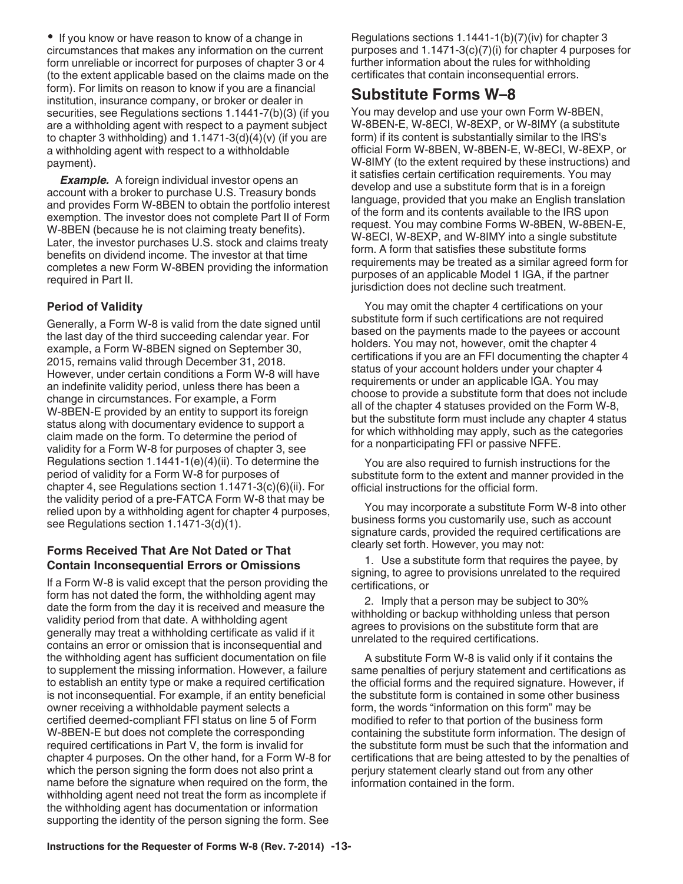- If you know or have reason to know of a change in circumstances that makes any information on the current form unreliable or incorrect for purposes of chapter 3 or 4 (to the extent applicable based on the claims made on the form). For limits on reason to know if you are a financial institution, insurance company, or broker or dealer in securities, see Regulations sections 1.1441-7(b)(3) (if you are a withholding agent with respect to a payment subject to chapter 3 withholding) and 1.1471-3(d)(4)(v) (if you are a withholding agent with respect to a withholdable payment).

***Example.*** A foreign individual investor opens an account with a broker to purchase U.S. Treasury bonds and provides Form W-8BEN to obtain the portfolio interest exemption. The investor does not complete Part II of Form W-8BEN (because he is not claiming treaty benefits). Later, the investor purchases U.S. stock and claims treaty benefits on dividend income. The investor at that time completes a new Form W-8BEN providing the information required in Part II.

### Period of Validity

Generally, a Form W-8 is valid from the date signed until the last day of the third succeeding calendar year. For example, a Form W-8BEN signed on September 30, 2015, remains valid through December 31, 2018. However, under certain conditions a Form W-8 will have an indefinite validity period, unless there has been a change in circumstances. For example, a Form W-8BEN-E provided by an entity to support its foreign status along with documentary evidence to support a claim made on the form. To determine the period of validity for a Form W-8 for purposes of chapter 3, see Regulations section 1.1441-1(e)(4)(ii). To determine the period of validity for a Form W-8 for purposes of chapter 4, see Regulations section 1.1471-3(c)(6)(ii). For the validity period of a pre-FATCA Form W-8 that may be relied upon by a withholding agent for chapter 4 purposes, see Regulations section 1.1471-3(d)(1).

### Forms Received That Are Not Dated or That Contain Inconsequential Errors or Omissions

If a Form W-8 is valid except that the person providing the form has not dated the form, the withholding agent may date the form from the day it is received and measure the validity period from that date. A withholding agent generally may treat a withholding certificate as valid if it contains an error or omission that is inconsequential and the withholding agent has sufficient documentation on file to supplement the missing information. However, a failure to establish an entity type or make a required certification is not inconsequential. For example, if an entity beneficial owner receiving a withholdable payment selects a certified deemed-compliant FFI status on line 5 of Form W-8BEN-E but does not complete the corresponding required certifications in Part V, the form is invalid for chapter 4 purposes. On the other hand, for a Form W-8 for which the person signing the form does not also print a name before the signature when required on the form, the withholding agent need not treat the form as incomplete if the withholding agent has documentation or information supporting the identity of the person signing the form. See Regulations sections 1.1441-1(b)(7)(iv) for chapter 3 purposes and 1.1471-3(c)(7)(i) for chapter 4 purposes for further information about the rules for withholding certificates that contain inconsequential errors.

## Substitute Forms W–8

You may develop and use your own Form W-8BEN, W-8BEN-E, W-8ECI, W-8EXP, or W-8IMY (a substitute form) if its content is substantially similar to the IRS's official Form W-8BEN, W-8BEN-E, W-8ECI, W-8EXP, or W-8IMY (to the extent required by these instructions) and it satisfies certain certification requirements. You may develop and use a substitute form that is in a foreign language, provided that you make an English translation of the form and its contents available to the IRS upon request. You may combine Forms W-8BEN, W-8BEN-E, W-8ECI, W-8EXP, and W-8IMY into a single substitute form. A form that satisfies these substitute forms requirements may be treated as a similar agreed form for purposes of an applicable Model 1 IGA, if the partner jurisdiction does not decline such treatment.

You may omit the chapter 4 certifications on your substitute form if such certifications are not required based on the payments made to the payees or account holders. You may not, however, omit the chapter 4 certifications if you are an FFI documenting the chapter 4 status of your account holders under your chapter 4 requirements or under an applicable IGA. You may choose to provide a substitute form that does not include all of the chapter 4 statuses provided on the Form W-8, but the substitute form must include any chapter 4 status for which withholding may apply, such as the categories for a nonparticipating FFI or passive NFFE.

You are also required to furnish instructions for the substitute form to the extent and manner provided in the official instructions for the official form.

You may incorporate a substitute Form W-8 into other business forms you customarily use, such as account signature cards, provided the required certifications are clearly set forth. However, you may not:

1. Use a substitute form that requires the payee, by signing, to agree to provisions unrelated to the required certifications, or

2. Imply that a person may be subject to 30% withholding or backup withholding unless that person agrees to provisions on the substitute form that are unrelated to the required certifications.

A substitute Form W-8 is valid only if it contains the same penalties of perjury statement and certifications as the official forms and the required signature. However, if the substitute form is contained in some other business form, the words "information on this form" may be modified to refer to that portion of the business form containing the substitute form information. The design of the substitute form must be such that the information and certifications that are being attested to by the penalties of perjury statement clearly stand out from any other information contained in the form.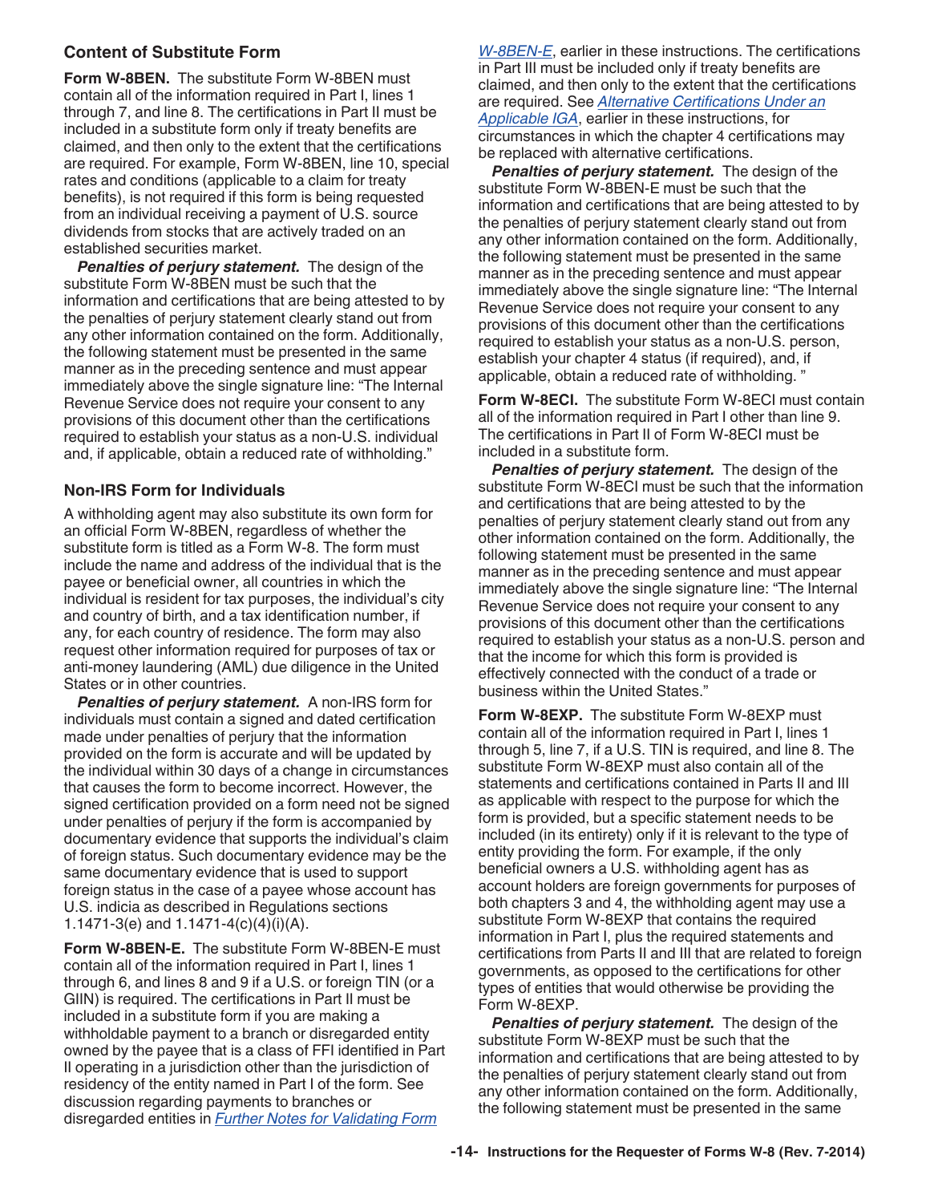### Content of Substitute Form

**Form W-8BEN.** The substitute Form W-8BEN must contain all of the information required in Part I, lines 1 through 7, and line 8. The certifications in Part II must be included in a substitute form only if treaty benefits are claimed, and then only to the extent that the certifications are required. For example, Form W-8BEN, line 10, special rates and conditions (applicable to a claim for treaty benefits), is not required if this form is being requested from an individual receiving a payment of U.S. source dividends from stocks that are actively traded on an established securities market.

***Penalties of perjury statement.*** The design of the substitute Form W-8BEN must be such that the information and certifications that are being attested to by the penalties of perjury statement clearly stand out from any other information contained on the form. Additionally, the following statement must be presented in the same manner as in the preceding sentence and must appear immediately above the single signature line: "The Internal Revenue Service does not require your consent to any provisions of this document other than the certifications required to establish your status as a non-U.S. individual and, if applicable, obtain a reduced rate of withholding."

### Non-IRS Form for Individuals

A withholding agent may also substitute its own form for an official Form W-8BEN, regardless of whether the substitute form is titled as a Form W-8. The form must include the name and address of the individual that is the payee or beneficial owner, all countries in which the individual is resident for tax purposes, the individual's city and country of birth, and a tax identification number, if any, for each country of residence. The form may also request other information required for purposes of tax or anti-money laundering (AML) due diligence in the United States or in other countries.

***Penalties of perjury statement.*** A non-IRS form for individuals must contain a signed and dated certification made under penalties of perjury that the information provided on the form is accurate and will be updated by the individual within 30 days of a change in circumstances that causes the form to become incorrect. However, the signed certification provided on a form need not be signed under penalties of perjury if the form is accompanied by documentary evidence that supports the individual's claim of foreign status. Such documentary evidence may be the same documentary evidence that is used to support foreign status in the case of a payee whose account has U.S. indicia as described in Regulations sections 1.1471-3(e) and 1.1471-4(c)(4)(i)(A).

**Form W-8BEN-E.** The substitute Form W-8BEN-E must contain all of the information required in Part I, lines 1 through 6, and lines 8 and 9 if a U.S. or foreign TIN (or a GIIN) is required. The certifications in Part II must be included in a substitute form if you are making a withholdable payment to a branch or disregarded entity owned by the payee that is a class of FFI identified in Part II operating in a jurisdiction other than the jurisdiction of residency of the entity named in Part I of the form. See discussion regarding payments to branches or disregarded entities in *Further Notes for Validating Form W-8BEN-E*, earlier in these instructions. The certifications in Part III must be included only if treaty benefits are claimed, and then only to the extent that the certifications are required. See *Alternative Certifications Under an Applicable IGA*, earlier in these instructions, for circumstances in which the chapter 4 certifications may be replaced with alternative certifications.

***Penalties of perjury statement.*** The design of the substitute Form W-8BEN-E must be such that the information and certifications that are being attested to by the penalties of perjury statement clearly stand out from any other information contained on the form. Additionally, the following statement must be presented in the same manner as in the preceding sentence and must appear immediately above the single signature line: "The Internal Revenue Service does not require your consent to any provisions of this document other than the certifications required to establish your status as a non-U.S. person, establish your chapter 4 status (if required), and, if applicable, obtain a reduced rate of withholding. "

**Form W-8ECI.** The substitute Form W-8ECI must contain all of the information required in Part I other than line 9. The certifications in Part II of Form W-8ECI must be included in a substitute form.

***Penalties of perjury statement.*** The design of the substitute Form W-8ECI must be such that the information and certifications that are being attested to by the penalties of perjury statement clearly stand out from any other information contained on the form. Additionally, the following statement must be presented in the same manner as in the preceding sentence and must appear immediately above the single signature line: "The Internal Revenue Service does not require your consent to any provisions of this document other than the certifications required to establish your status as a non-U.S. person and that the income for which this form is provided is effectively connected with the conduct of a trade or business within the United States."

**Form W-8EXP.** The substitute Form W-8EXP must contain all of the information required in Part I, lines 1 through 5, line 7, if a U.S. TIN is required, and line 8. The substitute Form W-8EXP must also contain all of the statements and certifications contained in Parts II and III as applicable with respect to the purpose for which the form is provided, but a specific statement needs to be included (in its entirety) only if it is relevant to the type of entity providing the form. For example, if the only beneficial owners a U.S. withholding agent has as account holders are foreign governments for purposes of both chapters 3 and 4, the withholding agent may use a substitute Form W-8EXP that contains the required information in Part I, plus the required statements and certifications from Parts II and III that are related to foreign governments, as opposed to the certifications for other types of entities that would otherwise be providing the Form W-8EXP.

***Penalties of perjury statement.*** The design of the substitute Form W-8EXP must be such that the information and certifications that are being attested to by the penalties of perjury statement clearly stand out from any other information contained on the form. Additionally, the following statement must be presented in the same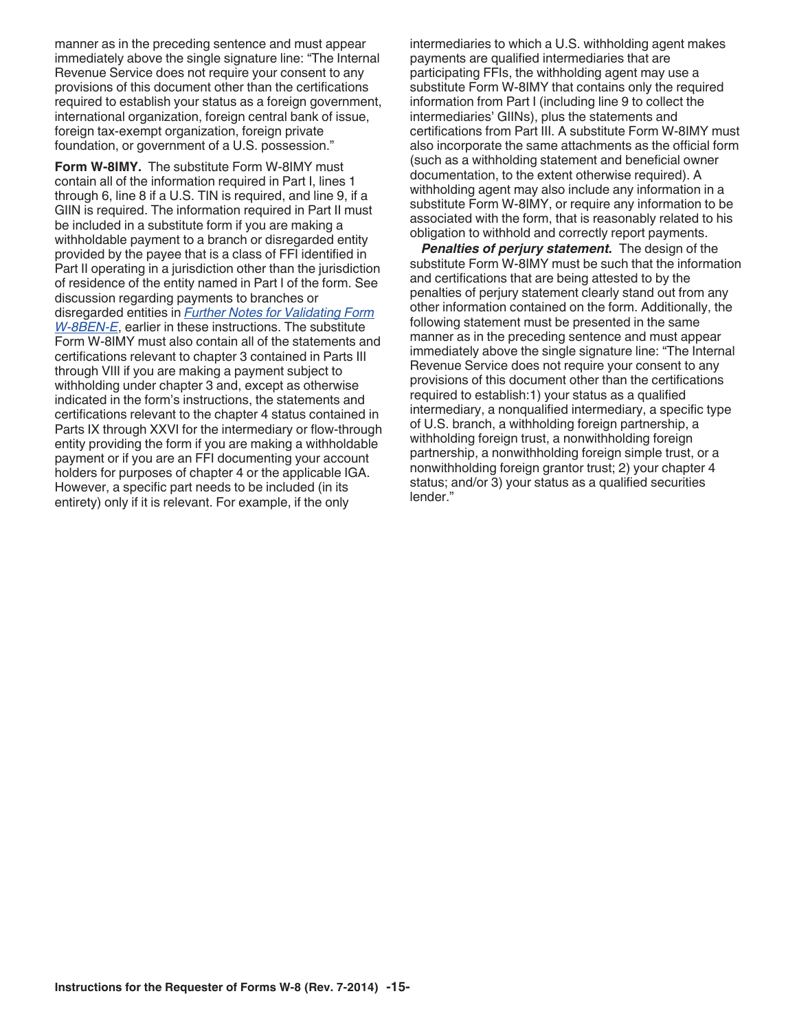manner as in the preceding sentence and must appear immediately above the single signature line: "The Internal Revenue Service does not require your consent to any provisions of this document other than the certifications required to establish your status as a foreign government, international organization, foreign central bank of issue, foreign tax-exempt organization, foreign private foundation, or government of a U.S. possession."

**Form W-8IMY.** The substitute Form W-8IMY must contain all of the information required in Part I, lines 1 through 6, line 8 if a U.S. TIN is required, and line 9, if a GIIN is required. The information required in Part II must be included in a substitute form if you are making a withholdable payment to a branch or disregarded entity provided by the payee that is a class of FFI identified in Part II operating in a jurisdiction other than the jurisdiction of residence of the entity named in Part I of the form. See discussion regarding payments to branches or disregarded entities in *Further Notes for Validating Form W-8BEN-E*, earlier in these instructions. The substitute Form W-8IMY must also contain all of the statements and certifications relevant to chapter 3 contained in Parts III through VIII if you are making a payment subject to withholding under chapter 3 and, except as otherwise indicated in the form's instructions, the statements and certifications relevant to the chapter 4 status contained in Parts IX through XXVI for the intermediary or flow-through entity providing the form if you are making a withholdable payment or if you are an FFI documenting your account holders for purposes of chapter 4 or the applicable IGA. However, a specific part needs to be included (in its entirety) only if it is relevant. For example, if the only intermediaries to which a U.S. withholding agent makes payments are qualified intermediaries that are participating FFIs, the withholding agent may use a substitute Form W-8IMY that contains only the required information from Part I (including line 9 to collect the intermediaries' GIINs), plus the statements and certifications from Part III. A substitute Form W-8IMY must also incorporate the same attachments as the official form (such as a withholding statement and beneficial owner documentation, to the extent otherwise required). A withholding agent may also include any information in a substitute Form W-8IMY, or require any information to be associated with the form, that is reasonably related to his obligation to withhold and correctly report payments.

***Penalties of perjury statement.*** The design of the substitute Form W-8IMY must be such that the information and certifications that are being attested to by the penalties of perjury statement clearly stand out from any other information contained on the form. Additionally, the following statement must be presented in the same manner as in the preceding sentence and must appear immediately above the single signature line: "The Internal Revenue Service does not require your consent to any provisions of this document other than the certifications required to establish:1) your status as a qualified intermediary, a nonqualified intermediary, a specific type of U.S. branch, a withholding foreign partnership, a withholding foreign trust, a nonwithholding foreign partnership, a nonwithholding foreign simple trust, or a nonwithholding foreign grantor trust; 2) your chapter 4 status; and/or 3) your status as a qualified securities lender."